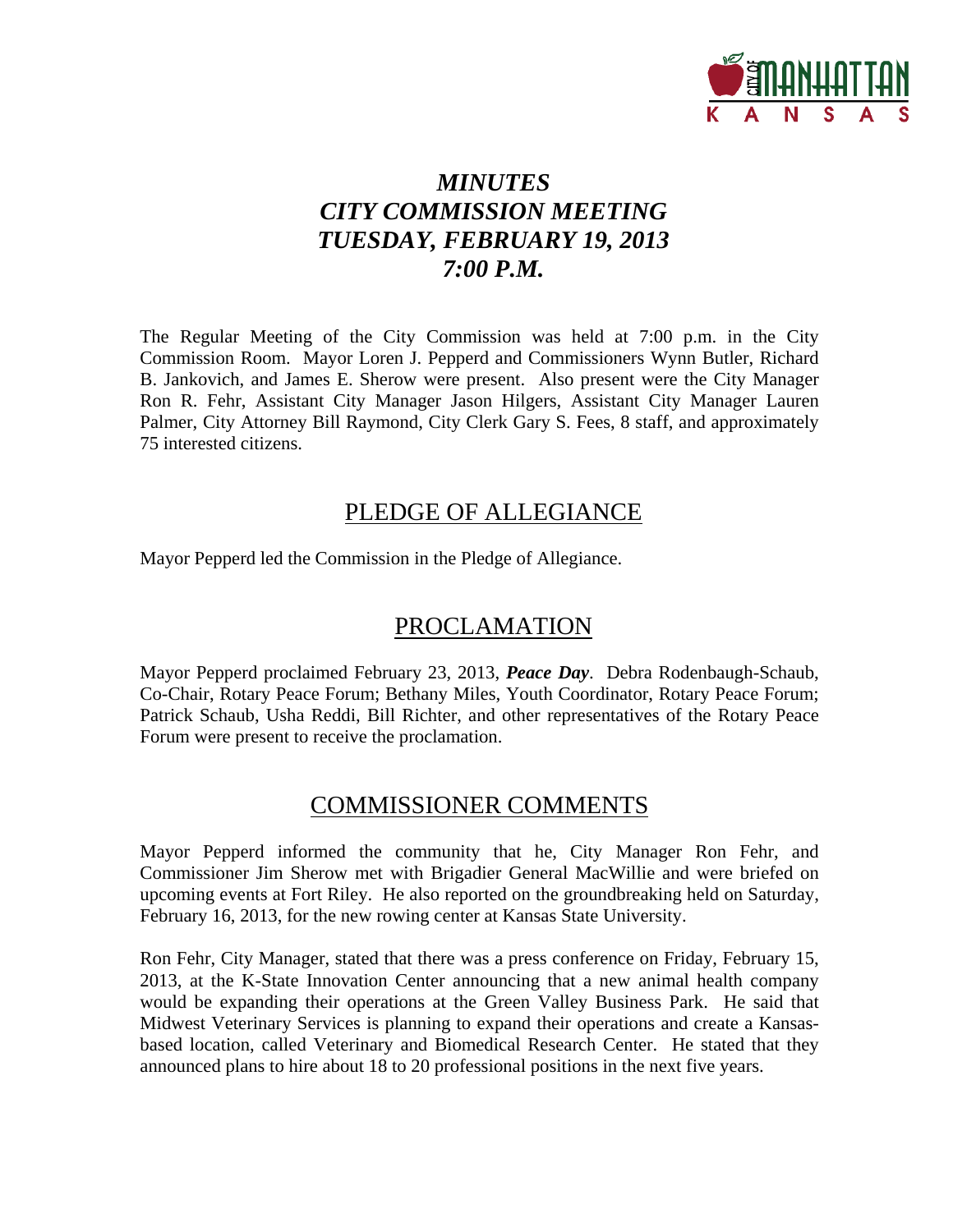# *MINUTES*
# *CITY COMMISSION MEETING*
# *TUESDAY, FEBRUARY 19, 2013*
# *7:00 P.M.*

The Regular Meeting of the City Commission was held at 7:00 p.m. in the City Commission Room. Mayor Loren J. Pepperd and Commissioners Wynn Butler, Richard B. Jankovich, and James E. Sherow were present. Also present were the City Manager Ron R. Fehr, Assistant City Manager Jason Hilgers, Assistant City Manager Lauren Palmer, City Attorney Bill Raymond, City Clerk Gary S. Fees, 8 staff, and approximately 75 interested citizens.

## PLEDGE OF ALLEGIANCE

Mayor Pepperd led the Commission in the Pledge of Allegiance.

## PROCLAMATION

Mayor Pepperd proclaimed February 23, 2013, ***Peace Day***. Debra Rodenbaugh-Schaub, Co-Chair, Rotary Peace Forum; Bethany Miles, Youth Coordinator, Rotary Peace Forum; Patrick Schaub, Usha Reddi, Bill Richter, and other representatives of the Rotary Peace Forum were present to receive the proclamation.

## COMMISSIONER COMMENTS

Mayor Pepperd informed the community that he, City Manager Ron Fehr, and Commissioner Jim Sherow met with Brigadier General MacWillie and were briefed on upcoming events at Fort Riley. He also reported on the groundbreaking held on Saturday, February 16, 2013, for the new rowing center at Kansas State University.

Ron Fehr, City Manager, stated that there was a press conference on Friday, February 15, 2013, at the K-State Innovation Center announcing that a new animal health company would be expanding their operations at the Green Valley Business Park. He said that Midwest Veterinary Services is planning to expand their operations and create a Kansas-based location, called Veterinary and Biomedical Research Center. He stated that they announced plans to hire about 18 to 20 professional positions in the next five years.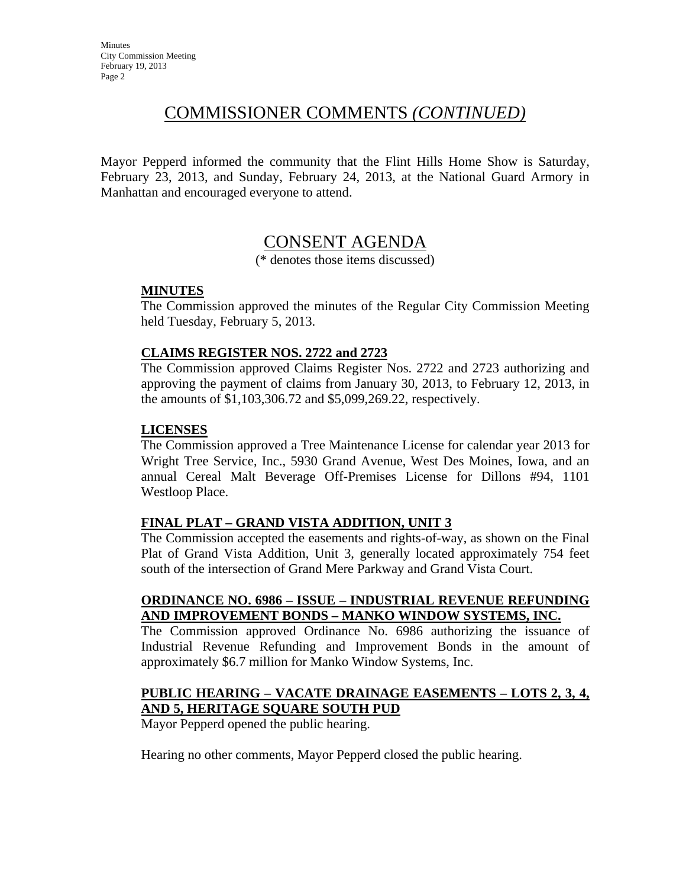## COMMISSIONER COMMENTS *(CONTINUED)*

Mayor Pepperd informed the community that the Flint Hills Home Show is Saturday, February 23, 2013, and Sunday, February 24, 2013, at the National Guard Armory in Manhattan and encouraged everyone to attend.

## CONSENT AGENDA

(* denotes those items discussed)

**MINUTES**

The Commission approved the minutes of the Regular City Commission Meeting held Tuesday, February 5, 2013.

**CLAIMS REGISTER NOS. 2722 and 2723**

The Commission approved Claims Register Nos. 2722 and 2723 authorizing and approving the payment of claims from January 30, 2013, to February 12, 2013, in the amounts of $1,103,306.72 and $5,099,269.22, respectively.

**LICENSES**

The Commission approved a Tree Maintenance License for calendar year 2013 for Wright Tree Service, Inc., 5930 Grand Avenue, West Des Moines, Iowa, and an annual Cereal Malt Beverage Off-Premises License for Dillons #94, 1101 Westloop Place.

**FINAL PLAT – GRAND VISTA ADDITION, UNIT 3**

The Commission accepted the easements and rights-of-way, as shown on the Final Plat of Grand Vista Addition, Unit 3, generally located approximately 754 feet south of the intersection of Grand Mere Parkway and Grand Vista Court.

**ORDINANCE NO. 6986 – ISSUE – INDUSTRIAL REVENUE REFUNDING AND IMPROVEMENT BONDS – MANKO WINDOW SYSTEMS, INC.**

The Commission approved Ordinance No. 6986 authorizing the issuance of Industrial Revenue Refunding and Improvement Bonds in the amount of approximately $6.7 million for Manko Window Systems, Inc.

**PUBLIC HEARING – VACATE DRAINAGE EASEMENTS – LOTS 2, 3, 4, AND 5, HERITAGE SQUARE SOUTH PUD**

Mayor Pepperd opened the public hearing.

Hearing no other comments, Mayor Pepperd closed the public hearing.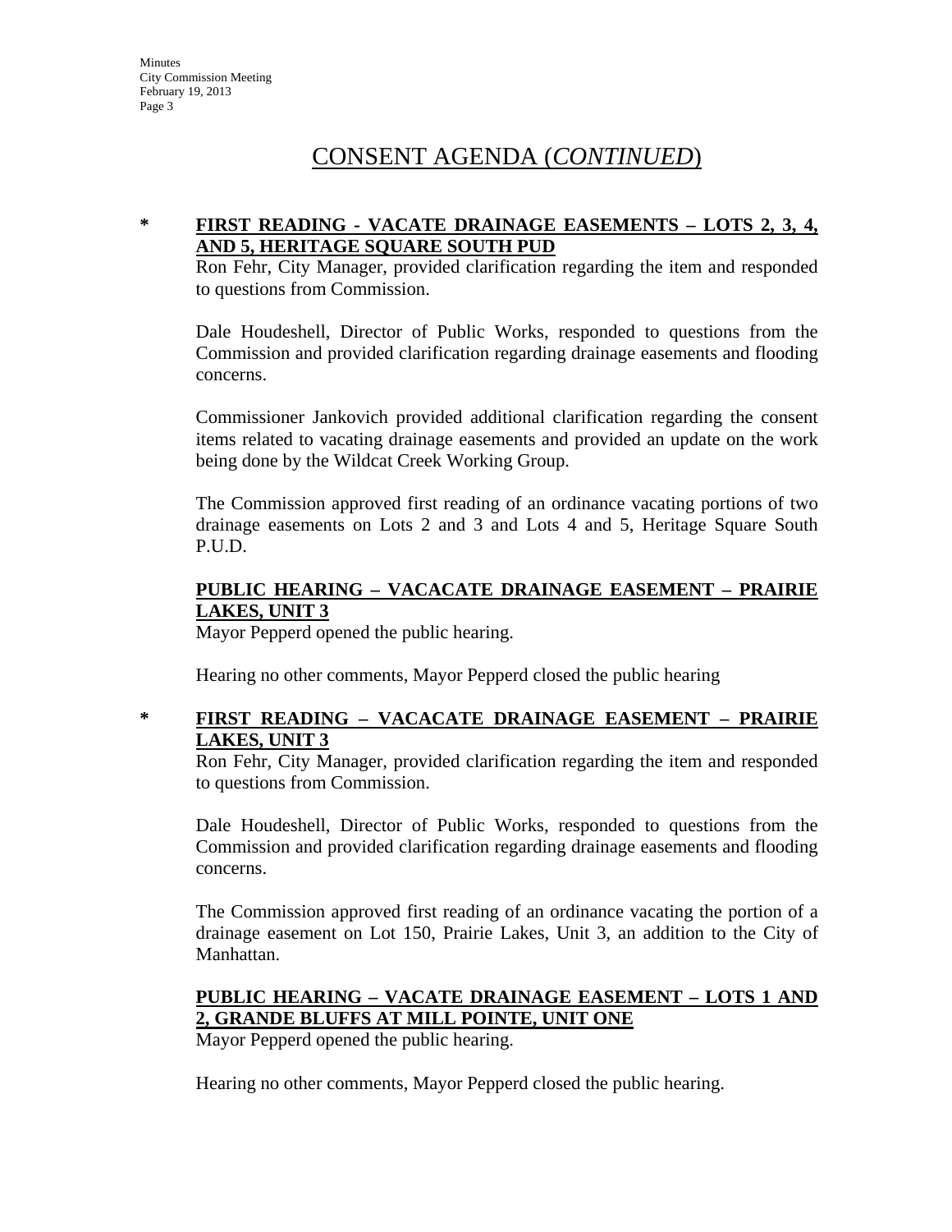# CONSENT AGENDA (*CONTINUED*)

\* **FIRST READING - VACATE DRAINAGE EASEMENTS – LOTS 2, 3, 4, AND 5, HERITAGE SQUARE SOUTH PUD**

Ron Fehr, City Manager, provided clarification regarding the item and responded to questions from Commission.

Dale Houdeshell, Director of Public Works, responded to questions from the Commission and provided clarification regarding drainage easements and flooding concerns.

Commissioner Jankovich provided additional clarification regarding the consent items related to vacating drainage easements and provided an update on the work being done by the Wildcat Creek Working Group.

The Commission approved first reading of an ordinance vacating portions of two drainage easements on Lots 2 and 3 and Lots 4 and 5, Heritage Square South P.U.D.

**PUBLIC HEARING – VACACATE DRAINAGE EASEMENT – PRAIRIE LAKES, UNIT 3**

Mayor Pepperd opened the public hearing.

Hearing no other comments, Mayor Pepperd closed the public hearing

\* **FIRST READING – VACACATE DRAINAGE EASEMENT – PRAIRIE LAKES, UNIT 3**

Ron Fehr, City Manager, provided clarification regarding the item and responded to questions from Commission.

Dale Houdeshell, Director of Public Works, responded to questions from the Commission and provided clarification regarding drainage easements and flooding concerns.

The Commission approved first reading of an ordinance vacating the portion of a drainage easement on Lot 150, Prairie Lakes, Unit 3, an addition to the City of Manhattan.

**PUBLIC HEARING – VACATE DRAINAGE EASEMENT – LOTS 1 AND 2, GRANDE BLUFFS AT MILL POINTE, UNIT ONE**

Mayor Pepperd opened the public hearing.

Hearing no other comments, Mayor Pepperd closed the public hearing.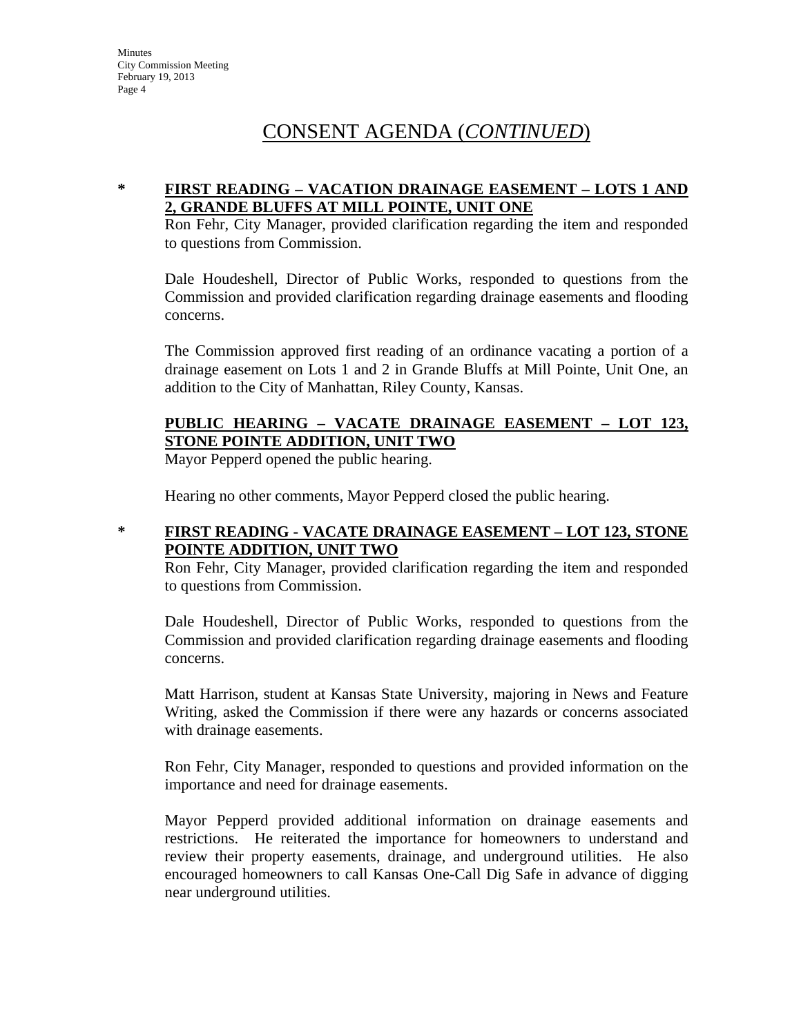# CONSENT AGENDA (*CONTINUED*)

**\* FIRST READING – VACATION DRAINAGE EASEMENT – LOTS 1 AND 2, GRANDE BLUFFS AT MILL POINTE, UNIT ONE**

Ron Fehr, City Manager, provided clarification regarding the item and responded to questions from Commission.

Dale Houdeshell, Director of Public Works, responded to questions from the Commission and provided clarification regarding drainage easements and flooding concerns.

The Commission approved first reading of an ordinance vacating a portion of a drainage easement on Lots 1 and 2 in Grande Bluffs at Mill Pointe, Unit One, an addition to the City of Manhattan, Riley County, Kansas.

**PUBLIC HEARING – VACATE DRAINAGE EASEMENT – LOT 123, STONE POINTE ADDITION, UNIT TWO**

Mayor Pepperd opened the public hearing.

Hearing no other comments, Mayor Pepperd closed the public hearing.

**\* FIRST READING - VACATE DRAINAGE EASEMENT – LOT 123, STONE POINTE ADDITION, UNIT TWO**

Ron Fehr, City Manager, provided clarification regarding the item and responded to questions from Commission.

Dale Houdeshell, Director of Public Works, responded to questions from the Commission and provided clarification regarding drainage easements and flooding concerns.

Matt Harrison, student at Kansas State University, majoring in News and Feature Writing, asked the Commission if there were any hazards or concerns associated with drainage easements.

Ron Fehr, City Manager, responded to questions and provided information on the importance and need for drainage easements.

Mayor Pepperd provided additional information on drainage easements and restrictions. He reiterated the importance for homeowners to understand and review their property easements, drainage, and underground utilities. He also encouraged homeowners to call Kansas One-Call Dig Safe in advance of digging near underground utilities.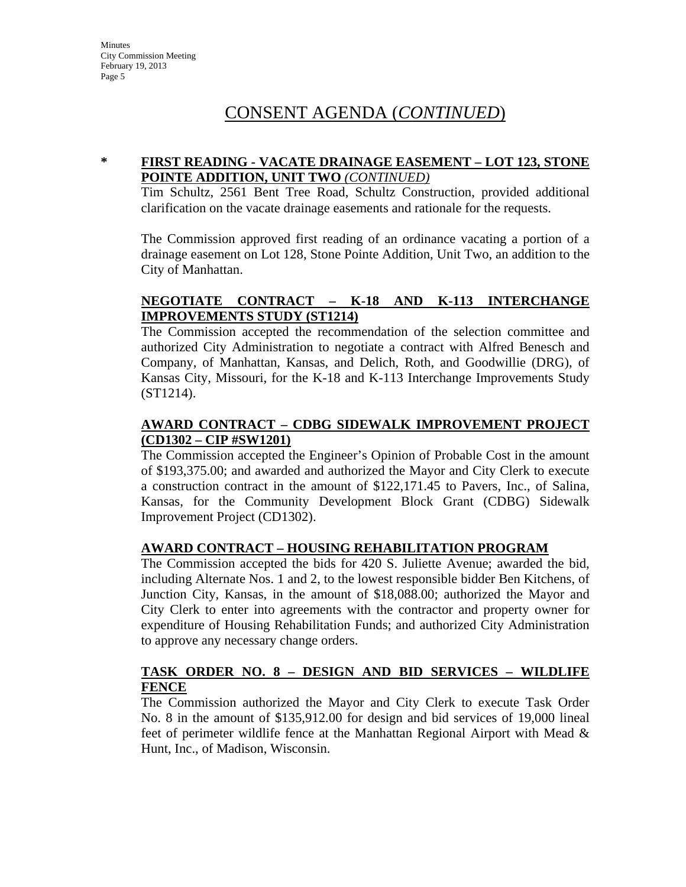## CONSENT AGENDA (*CONTINUED*)

**\* FIRST READING - VACATE DRAINAGE EASEMENT – LOT 123, STONE POINTE ADDITION, UNIT TWO** *(CONTINUED)*

Tim Schultz, 2561 Bent Tree Road, Schultz Construction, provided additional clarification on the vacate drainage easements and rationale for the requests.

The Commission approved first reading of an ordinance vacating a portion of a drainage easement on Lot 128, Stone Pointe Addition, Unit Two, an addition to the City of Manhattan.

**NEGOTIATE CONTRACT – K-18 AND K-113 INTERCHANGE IMPROVEMENTS STUDY (ST1214)**

The Commission accepted the recommendation of the selection committee and authorized City Administration to negotiate a contract with Alfred Benesch and Company, of Manhattan, Kansas, and Delich, Roth, and Goodwillie (DRG), of Kansas City, Missouri, for the K-18 and K-113 Interchange Improvements Study (ST1214).

**AWARD CONTRACT – CDBG SIDEWALK IMPROVEMENT PROJECT (CD1302 – CIP #SW1201)**

The Commission accepted the Engineer's Opinion of Probable Cost in the amount of $193,375.00; and awarded and authorized the Mayor and City Clerk to execute a construction contract in the amount of $122,171.45 to Pavers, Inc., of Salina, Kansas, for the Community Development Block Grant (CDBG) Sidewalk Improvement Project (CD1302).

**AWARD CONTRACT – HOUSING REHABILITATION PROGRAM**

The Commission accepted the bids for 420 S. Juliette Avenue; awarded the bid, including Alternate Nos. 1 and 2, to the lowest responsible bidder Ben Kitchens, of Junction City, Kansas, in the amount of $18,088.00; authorized the Mayor and City Clerk to enter into agreements with the contractor and property owner for expenditure of Housing Rehabilitation Funds; and authorized City Administration to approve any necessary change orders.

**TASK ORDER NO. 8 – DESIGN AND BID SERVICES – WILDLIFE FENCE**

The Commission authorized the Mayor and City Clerk to execute Task Order No. 8 in the amount of $135,912.00 for design and bid services of 19,000 lineal feet of perimeter wildlife fence at the Manhattan Regional Airport with Mead & Hunt, Inc., of Madison, Wisconsin.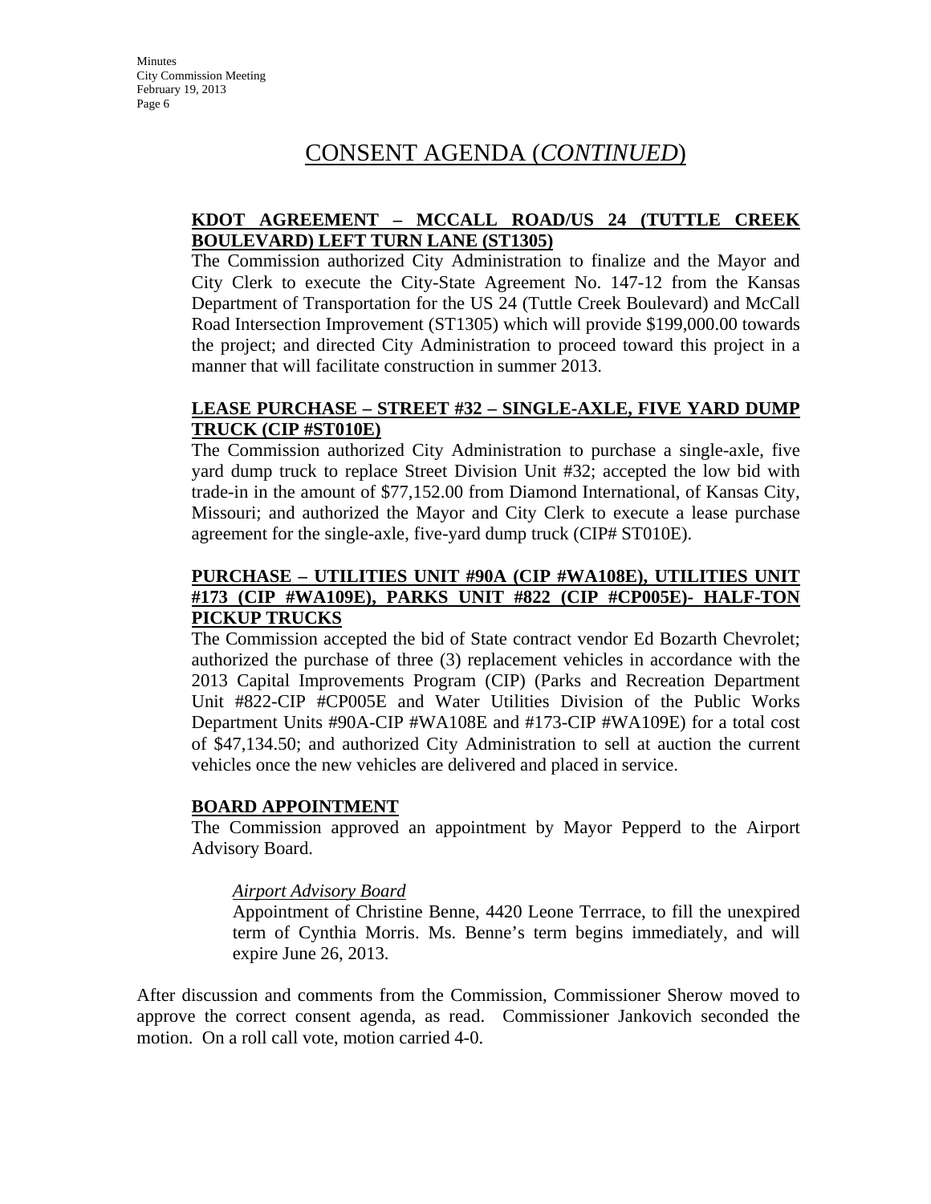## CONSENT AGENDA (*CONTINUED*)

**KDOT AGREEMENT – MCCALL ROAD/US 24 (TUTTLE CREEK BOULEVARD) LEFT TURN LANE (ST1305)**

The Commission authorized City Administration to finalize and the Mayor and City Clerk to execute the City-State Agreement No. 147-12 from the Kansas Department of Transportation for the US 24 (Tuttle Creek Boulevard) and McCall Road Intersection Improvement (ST1305) which will provide $199,000.00 towards the project; and directed City Administration to proceed toward this project in a manner that will facilitate construction in summer 2013.

**LEASE PURCHASE – STREET #32 – SINGLE-AXLE, FIVE YARD DUMP TRUCK (CIP #ST010E)**

The Commission authorized City Administration to purchase a single-axle, five yard dump truck to replace Street Division Unit #32; accepted the low bid with trade-in in the amount of $77,152.00 from Diamond International, of Kansas City, Missouri; and authorized the Mayor and City Clerk to execute a lease purchase agreement for the single-axle, five-yard dump truck (CIP# ST010E).

**PURCHASE – UTILITIES UNIT #90A (CIP #WA108E), UTILITIES UNIT #173 (CIP #WA109E), PARKS UNIT #822 (CIP #CP005E)- HALF-TON PICKUP TRUCKS**

The Commission accepted the bid of State contract vendor Ed Bozarth Chevrolet; authorized the purchase of three (3) replacement vehicles in accordance with the 2013 Capital Improvements Program (CIP) (Parks and Recreation Department Unit #822-CIP #CP005E and Water Utilities Division of the Public Works Department Units #90A-CIP #WA108E and #173-CIP #WA109E) for a total cost of $47,134.50; and authorized City Administration to sell at auction the current vehicles once the new vehicles are delivered and placed in service.

**BOARD APPOINTMENT**

The Commission approved an appointment by Mayor Pepperd to the Airport Advisory Board.

*Airport Advisory Board*

Appointment of Christine Benne, 4420 Leone Terrrace, to fill the unexpired term of Cynthia Morris. Ms. Benne's term begins immediately, and will expire June 26, 2013.

After discussion and comments from the Commission, Commissioner Sherow moved to approve the correct consent agenda, as read. Commissioner Jankovich seconded the motion. On a roll call vote, motion carried 4-0.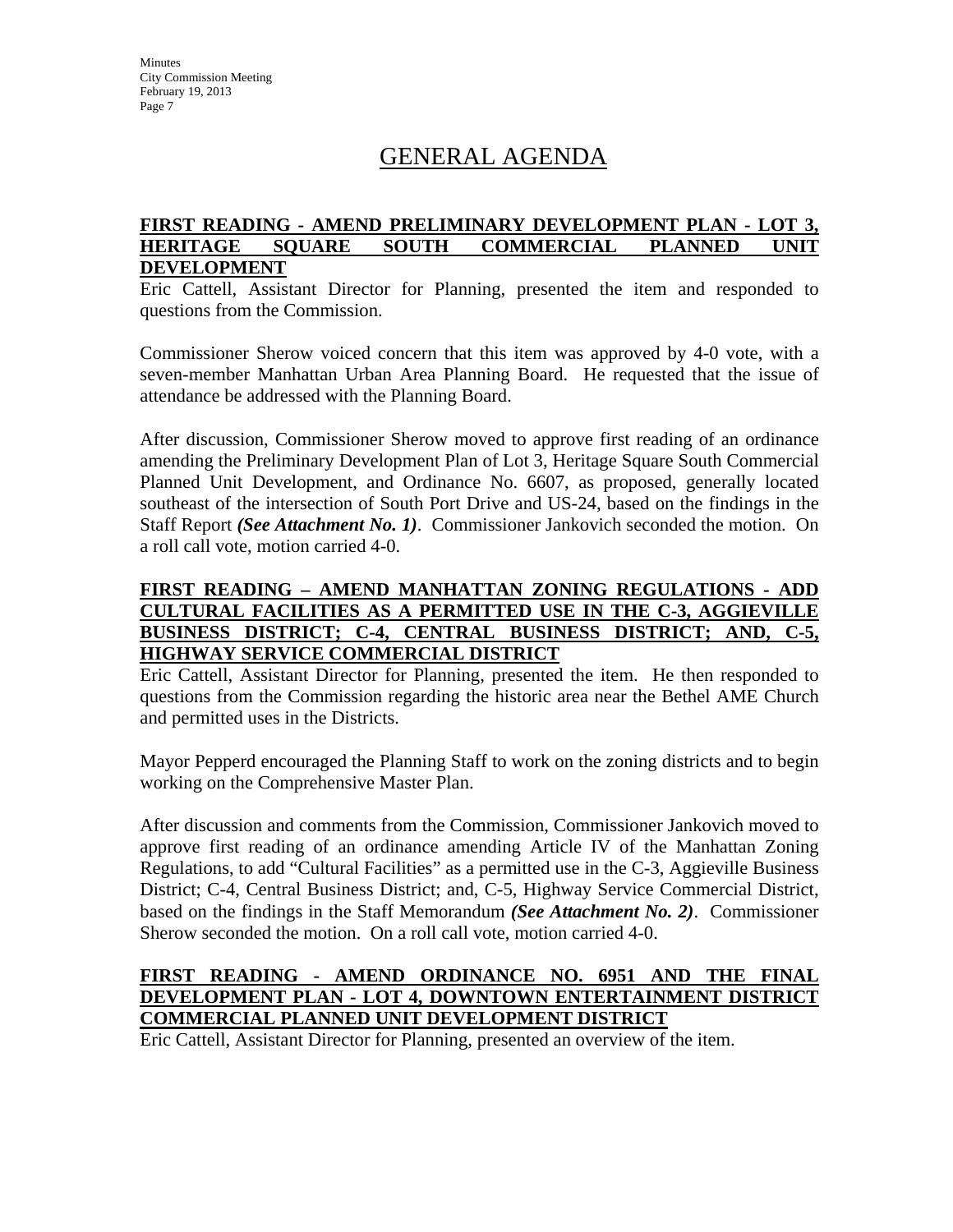# GENERAL AGENDA

**FIRST READING - AMEND PRELIMINARY DEVELOPMENT PLAN - LOT 3, HERITAGE SQUARE SOUTH COMMERCIAL PLANNED UNIT DEVELOPMENT**

Eric Cattell, Assistant Director for Planning, presented the item and responded to questions from the Commission.

Commissioner Sherow voiced concern that this item was approved by 4-0 vote, with a seven-member Manhattan Urban Area Planning Board. He requested that the issue of attendance be addressed with the Planning Board.

After discussion, Commissioner Sherow moved to approve first reading of an ordinance amending the Preliminary Development Plan of Lot 3, Heritage Square South Commercial Planned Unit Development, and Ordinance No. 6607, as proposed, generally located southeast of the intersection of South Port Drive and US-24, based on the findings in the Staff Report ***(See Attachment No. 1)***. Commissioner Jankovich seconded the motion. On a roll call vote, motion carried 4-0.

**FIRST READING – AMEND MANHATTAN ZONING REGULATIONS - ADD CULTURAL FACILITIES AS A PERMITTED USE IN THE C-3, AGGIEVILLE BUSINESS DISTRICT; C-4, CENTRAL BUSINESS DISTRICT; AND, C-5, HIGHWAY SERVICE COMMERCIAL DISTRICT**

Eric Cattell, Assistant Director for Planning, presented the item. He then responded to questions from the Commission regarding the historic area near the Bethel AME Church and permitted uses in the Districts.

Mayor Pepperd encouraged the Planning Staff to work on the zoning districts and to begin working on the Comprehensive Master Plan.

After discussion and comments from the Commission, Commissioner Jankovich moved to approve first reading of an ordinance amending Article IV of the Manhattan Zoning Regulations, to add "Cultural Facilities" as a permitted use in the C-3, Aggieville Business District; C-4, Central Business District; and, C-5, Highway Service Commercial District, based on the findings in the Staff Memorandum ***(See Attachment No. 2)***. Commissioner Sherow seconded the motion. On a roll call vote, motion carried 4-0.

**FIRST READING - AMEND ORDINANCE NO. 6951 AND THE FINAL DEVELOPMENT PLAN - LOT 4, DOWNTOWN ENTERTAINMENT DISTRICT COMMERCIAL PLANNED UNIT DEVELOPMENT DISTRICT**

Eric Cattell, Assistant Director for Planning, presented an overview of the item.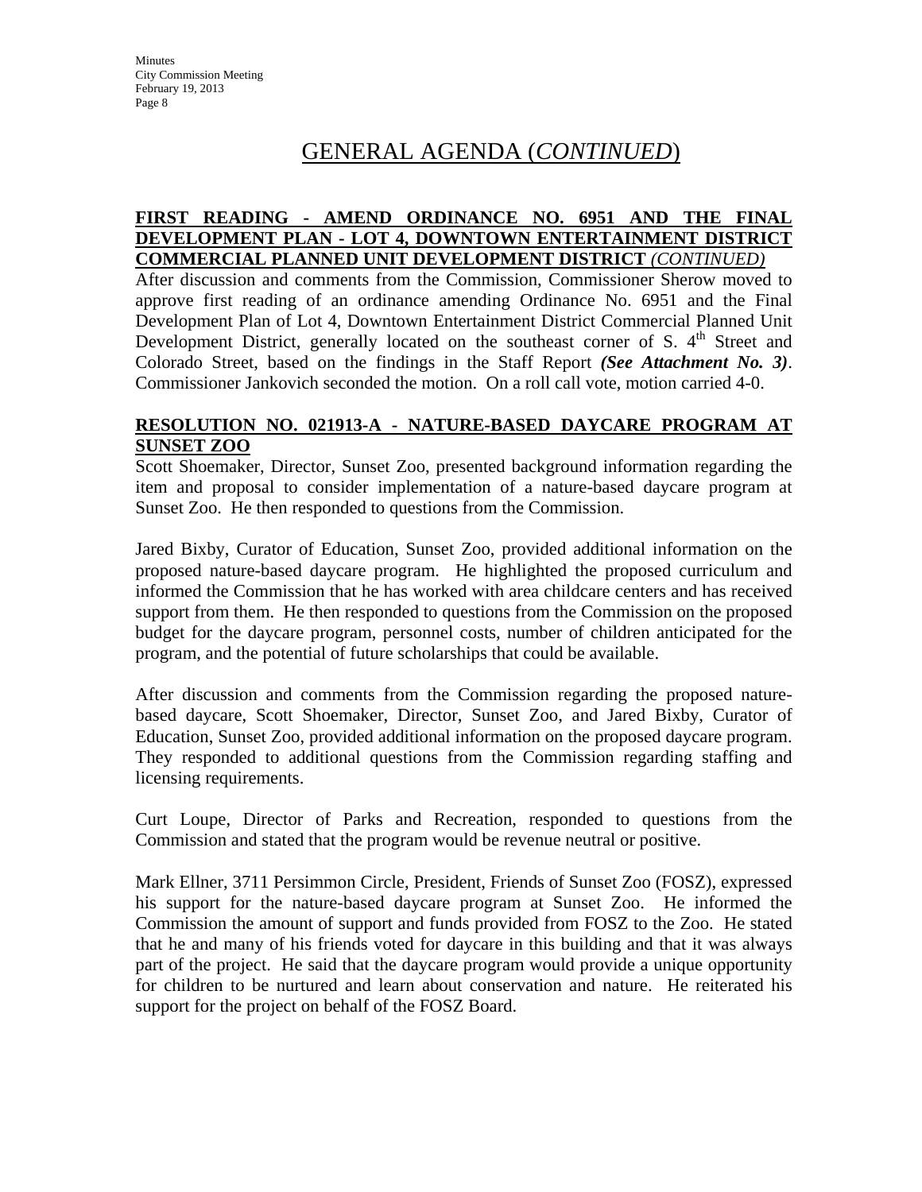# GENERAL AGENDA (*CONTINUED*)

**FIRST READING - AMEND ORDINANCE NO. 6951 AND THE FINAL DEVELOPMENT PLAN - LOT 4, DOWNTOWN ENTERTAINMENT DISTRICT COMMERCIAL PLANNED UNIT DEVELOPMENT DISTRICT** ***(CONTINUED)***

After discussion and comments from the Commission, Commissioner Sherow moved to approve first reading of an ordinance amending Ordinance No. 6951 and the Final Development Plan of Lot 4, Downtown Entertainment District Commercial Planned Unit Development District, generally located on the southeast corner of S. 4th Street and Colorado Street, based on the findings in the Staff Report ***(See Attachment No. 3)***. Commissioner Jankovich seconded the motion. On a roll call vote, motion carried 4-0.

**RESOLUTION NO. 021913-A - NATURE-BASED DAYCARE PROGRAM AT SUNSET ZOO**

Scott Shoemaker, Director, Sunset Zoo, presented background information regarding the item and proposal to consider implementation of a nature-based daycare program at Sunset Zoo. He then responded to questions from the Commission.

Jared Bixby, Curator of Education, Sunset Zoo, provided additional information on the proposed nature-based daycare program. He highlighted the proposed curriculum and informed the Commission that he has worked with area childcare centers and has received support from them. He then responded to questions from the Commission on the proposed budget for the daycare program, personnel costs, number of children anticipated for the program, and the potential of future scholarships that could be available.

After discussion and comments from the Commission regarding the proposed nature-based daycare, Scott Shoemaker, Director, Sunset Zoo, and Jared Bixby, Curator of Education, Sunset Zoo, provided additional information on the proposed daycare program. They responded to additional questions from the Commission regarding staffing and licensing requirements.

Curt Loupe, Director of Parks and Recreation, responded to questions from the Commission and stated that the program would be revenue neutral or positive.

Mark Ellner, 3711 Persimmon Circle, President, Friends of Sunset Zoo (FOSZ), expressed his support for the nature-based daycare program at Sunset Zoo. He informed the Commission the amount of support and funds provided from FOSZ to the Zoo. He stated that he and many of his friends voted for daycare in this building and that it was always part of the project. He said that the daycare program would provide a unique opportunity for children to be nurtured and learn about conservation and nature. He reiterated his support for the project on behalf of the FOSZ Board.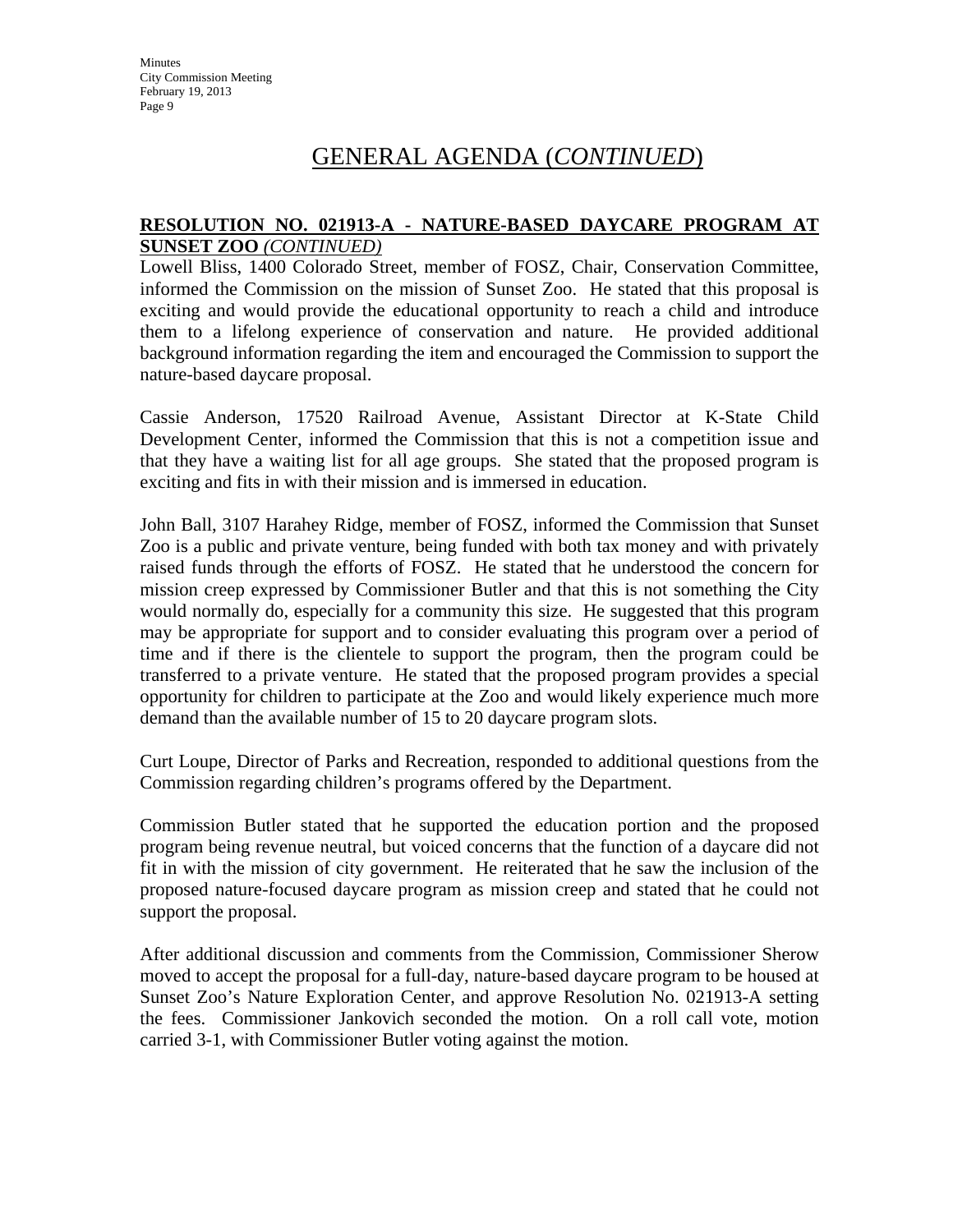# GENERAL AGENDA (*CONTINUED*)

**RESOLUTION NO. 021913-A - NATURE-BASED DAYCARE PROGRAM AT SUNSET ZOO** *(CONTINUED)*

Lowell Bliss, 1400 Colorado Street, member of FOSZ, Chair, Conservation Committee, informed the Commission on the mission of Sunset Zoo. He stated that this proposal is exciting and would provide the educational opportunity to reach a child and introduce them to a lifelong experience of conservation and nature. He provided additional background information regarding the item and encouraged the Commission to support the nature-based daycare proposal.

Cassie Anderson, 17520 Railroad Avenue, Assistant Director at K-State Child Development Center, informed the Commission that this is not a competition issue and that they have a waiting list for all age groups. She stated that the proposed program is exciting and fits in with their mission and is immersed in education.

John Ball, 3107 Harahey Ridge, member of FOSZ, informed the Commission that Sunset Zoo is a public and private venture, being funded with both tax money and with privately raised funds through the efforts of FOSZ. He stated that he understood the concern for mission creep expressed by Commissioner Butler and that this is not something the City would normally do, especially for a community this size. He suggested that this program may be appropriate for support and to consider evaluating this program over a period of time and if there is the clientele to support the program, then the program could be transferred to a private venture. He stated that the proposed program provides a special opportunity for children to participate at the Zoo and would likely experience much more demand than the available number of 15 to 20 daycare program slots.

Curt Loupe, Director of Parks and Recreation, responded to additional questions from the Commission regarding children's programs offered by the Department.

Commission Butler stated that he supported the education portion and the proposed program being revenue neutral, but voiced concerns that the function of a daycare did not fit in with the mission of city government. He reiterated that he saw the inclusion of the proposed nature-focused daycare program as mission creep and stated that he could not support the proposal.

After additional discussion and comments from the Commission, Commissioner Sherow moved to accept the proposal for a full-day, nature-based daycare program to be housed at Sunset Zoo's Nature Exploration Center, and approve Resolution No. 021913-A setting the fees. Commissioner Jankovich seconded the motion. On a roll call vote, motion carried 3-1, with Commissioner Butler voting against the motion.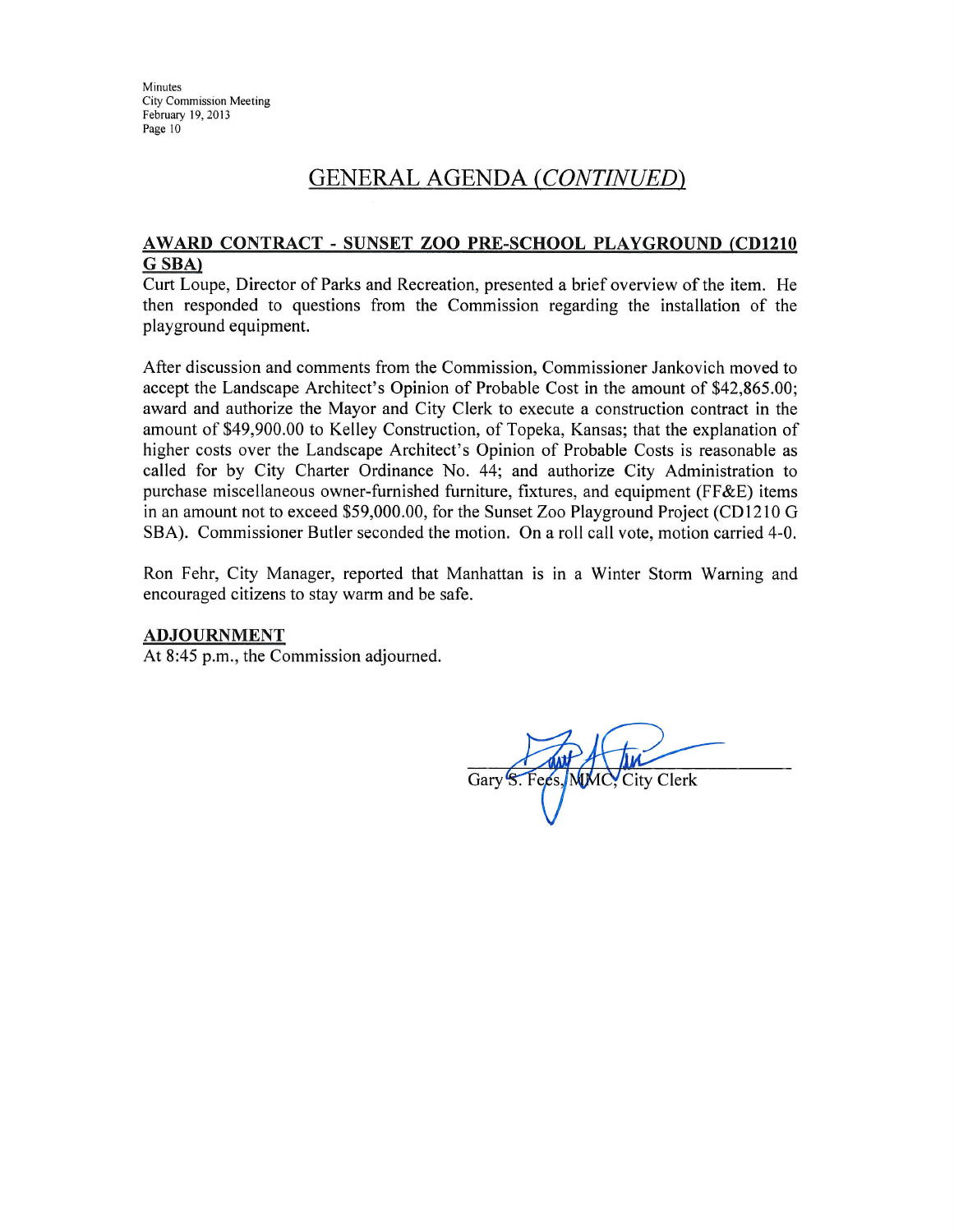## GENERAL AGENDA *(CONTINUED)*

### AWARD CONTRACT - SUNSET ZOO PRE-SCHOOL PLAYGROUND (CD1210 G SBA)

Curt Loupe, Director of Parks and Recreation, presented a brief overview of the item. He then responded to questions from the Commission regarding the installation of the playground equipment.

After discussion and comments from the Commission, Commissioner Jankovich moved to accept the Landscape Architect's Opinion of Probable Cost in the amount of $42,865.00; award and authorize the Mayor and City Clerk to execute a construction contract in the amount of $49,900.00 to Kelley Construction, of Topeka, Kansas; that the explanation of higher costs over the Landscape Architect's Opinion of Probable Costs is reasonable as called for by City Charter Ordinance No. 44; and authorize City Administration to purchase miscellaneous owner-furnished furniture, fixtures, and equipment (FF&E) items in an amount not to exceed $59,000.00, for the Sunset Zoo Playground Project (CD1210 G SBA). Commissioner Butler seconded the motion. On a roll call vote, motion carried 4-0.

Ron Fehr, City Manager, reported that Manhattan is in a Winter Storm Warning and encouraged citizens to stay warm and be safe.

### ADJOURNMENT

At 8:45 p.m., the Commission adjourned.

Gary S. Fees, MMC, City Clerk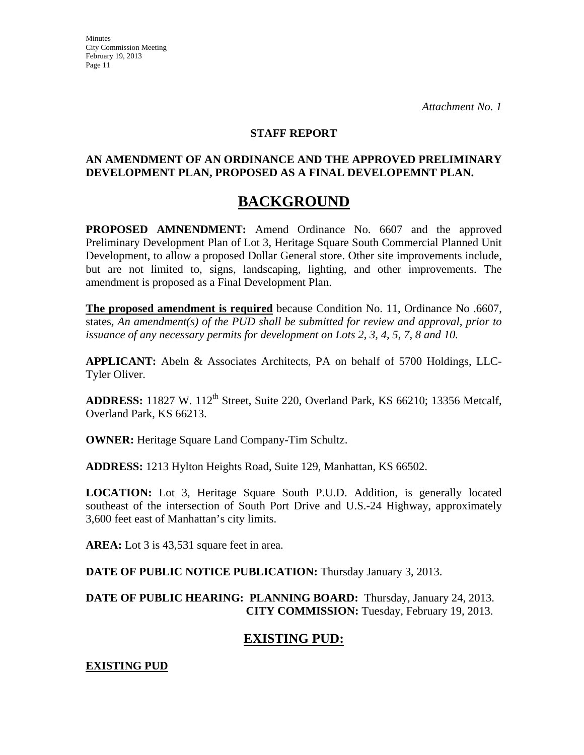*Attachment No. 1*

**STAFF REPORT**

**AN AMENDMENT OF AN ORDINANCE AND THE APPROVED PRELIMINARY DEVELOPMENT PLAN, PROPOSED AS A FINAL DEVELOPEMNT PLAN.**

# BACKGROUND

**PROPOSED AMNENDMENT:** Amend Ordinance No. 6607 and the approved Preliminary Development Plan of Lot 3, Heritage Square South Commercial Planned Unit Development, to allow a proposed Dollar General store. Other site improvements include, but are not limited to, signs, landscaping, lighting, and other improvements. The amendment is proposed as a Final Development Plan.

**The proposed amendment is required** because Condition No. 11, Ordinance No .6607, states, *An amendment(s) of the PUD shall be submitted for review and approval, prior to issuance of any necessary permits for development on Lots 2, 3, 4, 5, 7, 8 and 10.*

**APPLICANT:** Abeln & Associates Architects, PA on behalf of 5700 Holdings, LLC-Tyler Oliver.

**ADDRESS:** 11827 W. 112th Street, Suite 220, Overland Park, KS 66210; 13356 Metcalf, Overland Park, KS 66213.

**OWNER:** Heritage Square Land Company-Tim Schultz.

**ADDRESS:** 1213 Hylton Heights Road, Suite 129, Manhattan, KS 66502.

**LOCATION:** Lot 3, Heritage Square South P.U.D. Addition, is generally located southeast of the intersection of South Port Drive and U.S.-24 Highway, approximately 3,600 feet east of Manhattan's city limits.

**AREA:** Lot 3 is 43,531 square feet in area.

**DATE OF PUBLIC NOTICE PUBLICATION:** Thursday January 3, 2013.

**DATE OF PUBLIC HEARING: PLANNING BOARD:** Thursday, January 24, 2013.
**CITY COMMISSION:** Tuesday, February 19, 2013.

## EXISTING PUD:

**EXISTING PUD**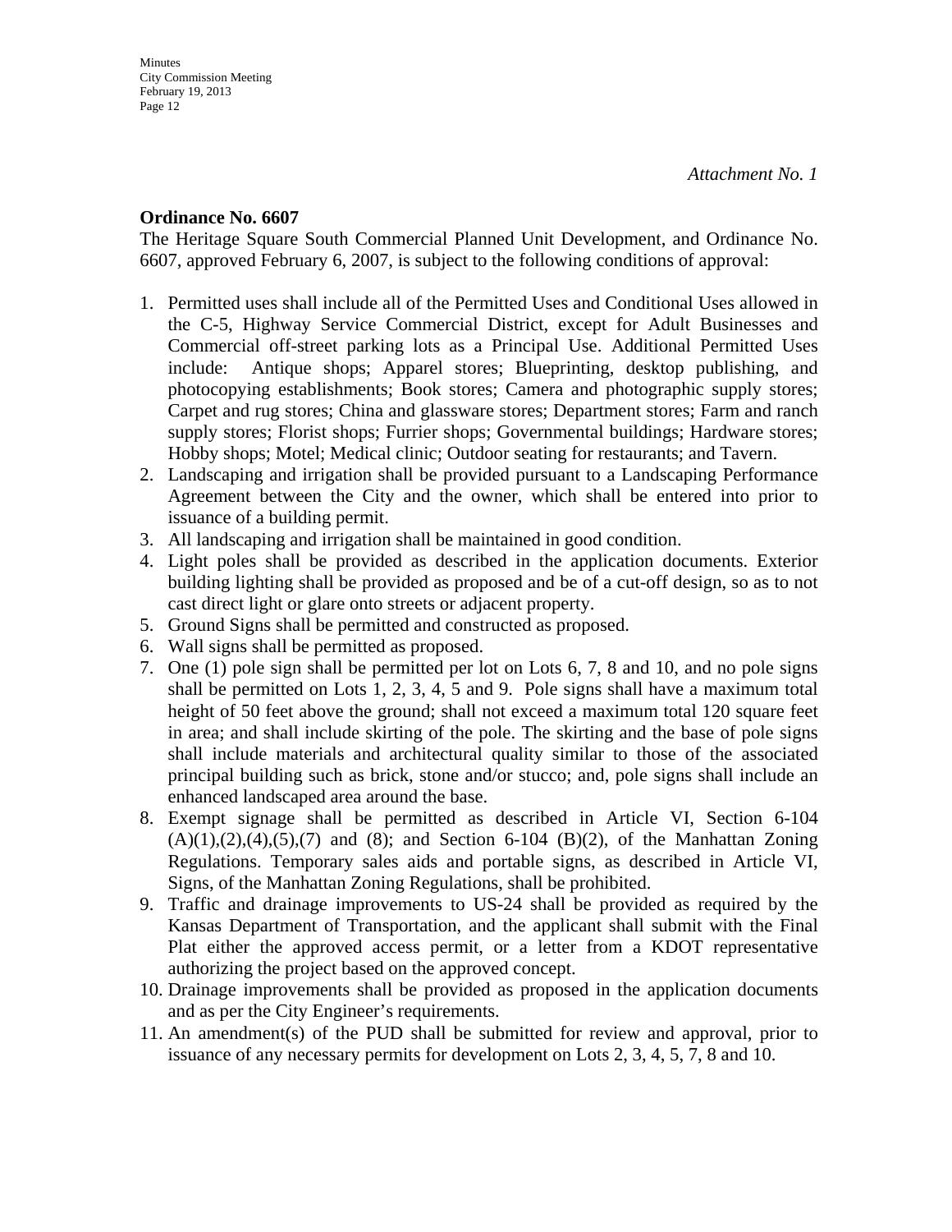*Attachment No. 1*

**Ordinance No. 6607**

The Heritage Square South Commercial Planned Unit Development, and Ordinance No. 6607, approved February 6, 2007, is subject to the following conditions of approval:

1. Permitted uses shall include all of the Permitted Uses and Conditional Uses allowed in the C-5, Highway Service Commercial District, except for Adult Businesses and Commercial off-street parking lots as a Principal Use. Additional Permitted Uses include: Antique shops; Apparel stores; Blueprinting, desktop publishing, and photocopying establishments; Book stores; Camera and photographic supply stores; Carpet and rug stores; China and glassware stores; Department stores; Farm and ranch supply stores; Florist shops; Furrier shops; Governmental buildings; Hardware stores; Hobby shops; Motel; Medical clinic; Outdoor seating for restaurants; and Tavern.
2. Landscaping and irrigation shall be provided pursuant to a Landscaping Performance Agreement between the City and the owner, which shall be entered into prior to issuance of a building permit.
3. All landscaping and irrigation shall be maintained in good condition.
4. Light poles shall be provided as described in the application documents. Exterior building lighting shall be provided as proposed and be of a cut-off design, so as to not cast direct light or glare onto streets or adjacent property.
5. Ground Signs shall be permitted and constructed as proposed.
6. Wall signs shall be permitted as proposed.
7. One (1) pole sign shall be permitted per lot on Lots 6, 7, 8 and 10, and no pole signs shall be permitted on Lots 1, 2, 3, 4, 5 and 9. Pole signs shall have a maximum total height of 50 feet above the ground; shall not exceed a maximum total 120 square feet in area; and shall include skirting of the pole. The skirting and the base of pole signs shall include materials and architectural quality similar to those of the associated principal building such as brick, stone and/or stucco; and, pole signs shall include an enhanced landscaped area around the base.
8. Exempt signage shall be permitted as described in Article VI, Section 6-104 (A)(1),(2),(4),(5),(7) and (8); and Section 6-104 (B)(2), of the Manhattan Zoning Regulations. Temporary sales aids and portable signs, as described in Article VI, Signs, of the Manhattan Zoning Regulations, shall be prohibited.
9. Traffic and drainage improvements to US-24 shall be provided as required by the Kansas Department of Transportation, and the applicant shall submit with the Final Plat either the approved access permit, or a letter from a KDOT representative authorizing the project based on the approved concept.
10. Drainage improvements shall be provided as proposed in the application documents and as per the City Engineer's requirements.
11. An amendment(s) of the PUD shall be submitted for review and approval, prior to issuance of any necessary permits for development on Lots 2, 3, 4, 5, 7, 8 and 10.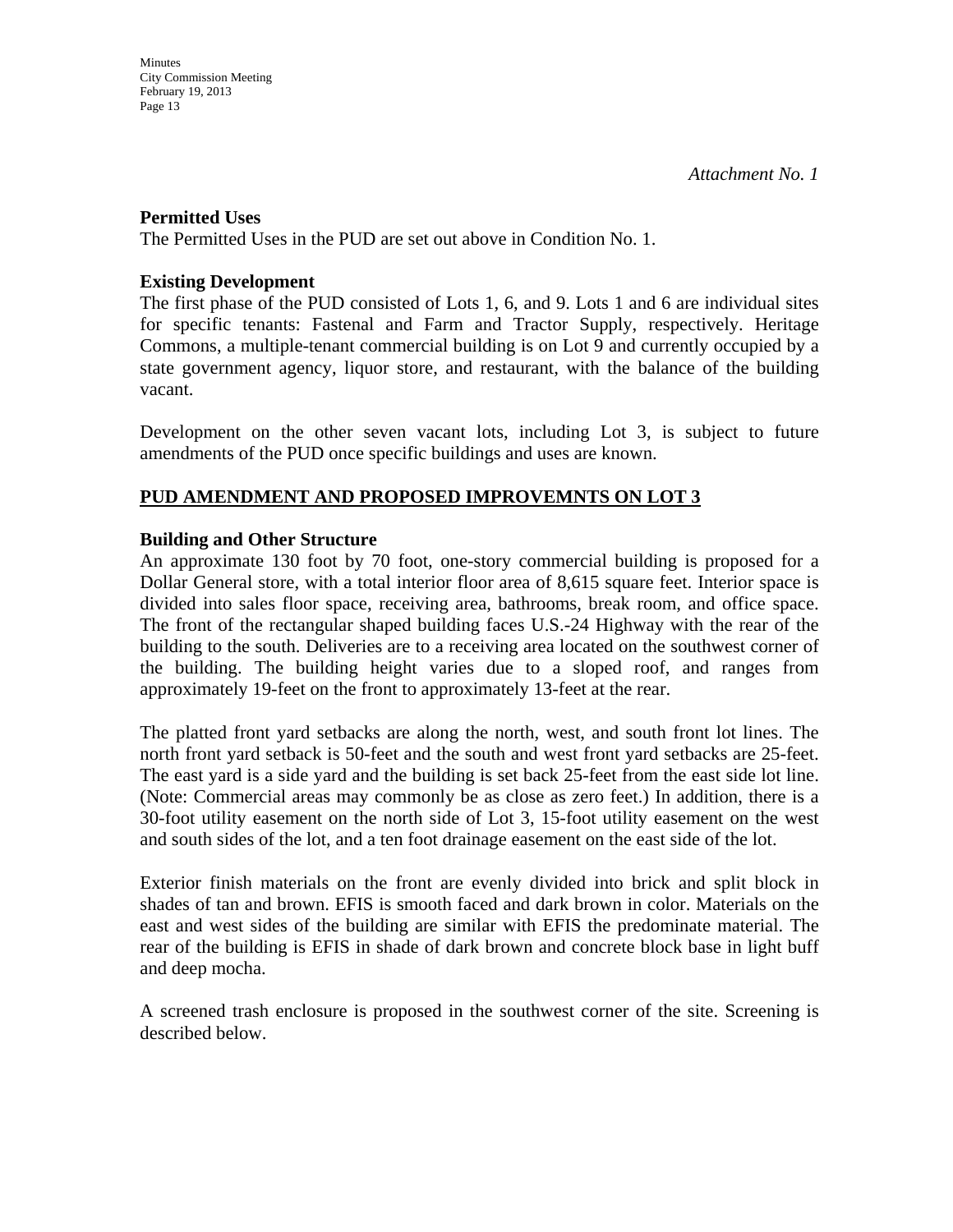*Attachment No. 1*

**Permitted Uses**

The Permitted Uses in the PUD are set out above in Condition No. 1.

**Existing Development**

The first phase of the PUD consisted of Lots 1, 6, and 9. Lots 1 and 6 are individual sites for specific tenants: Fastenal and Farm and Tractor Supply, respectively. Heritage Commons, a multiple-tenant commercial building is on Lot 9 and currently occupied by a state government agency, liquor store, and restaurant, with the balance of the building vacant.

Development on the other seven vacant lots, including Lot 3, is subject to future amendments of the PUD once specific buildings and uses are known.

**PUD AMENDMENT AND PROPOSED IMPROVEMNTS ON LOT 3**

**Building and Other Structure**

An approximate 130 foot by 70 foot, one-story commercial building is proposed for a Dollar General store, with a total interior floor area of 8,615 square feet. Interior space is divided into sales floor space, receiving area, bathrooms, break room, and office space. The front of the rectangular shaped building faces U.S.-24 Highway with the rear of the building to the south. Deliveries are to a receiving area located on the southwest corner of the building. The building height varies due to a sloped roof, and ranges from approximately 19-feet on the front to approximately 13-feet at the rear.

The platted front yard setbacks are along the north, west, and south front lot lines. The north front yard setback is 50-feet and the south and west front yard setbacks are 25-feet. The east yard is a side yard and the building is set back 25-feet from the east side lot line. (Note: Commercial areas may commonly be as close as zero feet.) In addition, there is a 30-foot utility easement on the north side of Lot 3, 15-foot utility easement on the west and south sides of the lot, and a ten foot drainage easement on the east side of the lot.

Exterior finish materials on the front are evenly divided into brick and split block in shades of tan and brown. EFIS is smooth faced and dark brown in color. Materials on the east and west sides of the building are similar with EFIS the predominate material. The rear of the building is EFIS in shade of dark brown and concrete block base in light buff and deep mocha.

A screened trash enclosure is proposed in the southwest corner of the site. Screening is described below.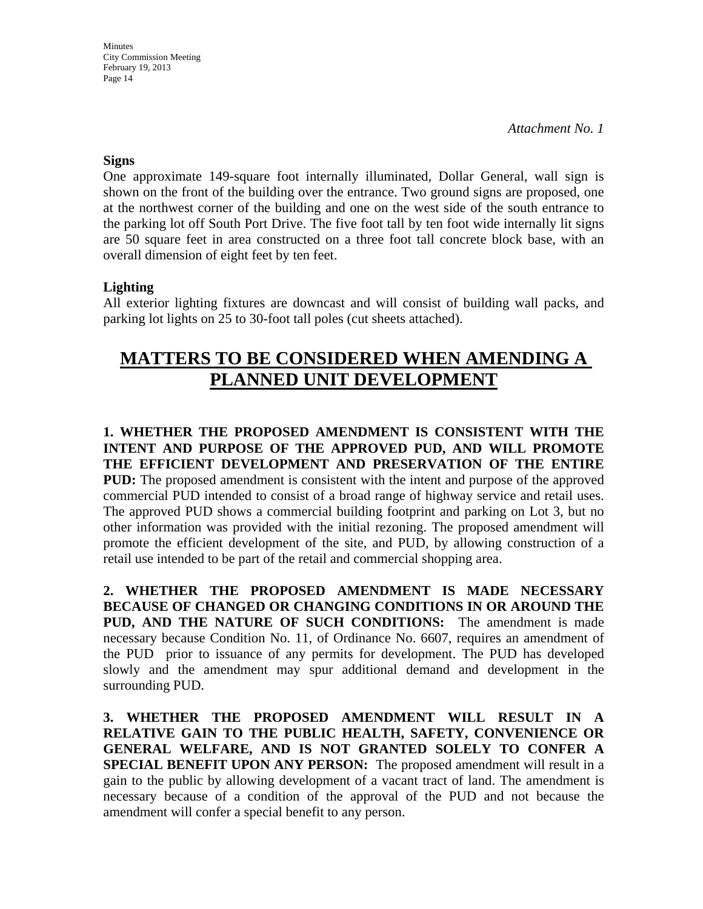*Attachment No. 1*

**Signs**

One approximate 149-square foot internally illuminated, Dollar General, wall sign is shown on the front of the building over the entrance. Two ground signs are proposed, one at the northwest corner of the building and one on the west side of the south entrance to the parking lot off South Port Drive. The five foot tall by ten foot wide internally lit signs are 50 square feet in area constructed on a three foot tall concrete block base, with an overall dimension of eight feet by ten feet.

**Lighting**

All exterior lighting fixtures are downcast and will consist of building wall packs, and parking lot lights on 25 to 30-foot tall poles (cut sheets attached).

# MATTERS TO BE CONSIDERED WHEN AMENDING A PLANNED UNIT DEVELOPMENT

**1. WHETHER THE PROPOSED AMENDMENT IS CONSISTENT WITH THE INTENT AND PURPOSE OF THE APPROVED PUD, AND WILL PROMOTE THE EFFICIENT DEVELOPMENT AND PRESERVATION OF THE ENTIRE PUD:** The proposed amendment is consistent with the intent and purpose of the approved commercial PUD intended to consist of a broad range of highway service and retail uses. The approved PUD shows a commercial building footprint and parking on Lot 3, but no other information was provided with the initial rezoning. The proposed amendment will promote the efficient development of the site, and PUD, by allowing construction of a retail use intended to be part of the retail and commercial shopping area.

**2. WHETHER THE PROPOSED AMENDMENT IS MADE NECESSARY BECAUSE OF CHANGED OR CHANGING CONDITIONS IN OR AROUND THE PUD, AND THE NATURE OF SUCH CONDITIONS:** The amendment is made necessary because Condition No. 11, of Ordinance No. 6607, requires an amendment of the PUD prior to issuance of any permits for development. The PUD has developed slowly and the amendment may spur additional demand and development in the surrounding PUD.

**3. WHETHER THE PROPOSED AMENDMENT WILL RESULT IN A RELATIVE GAIN TO THE PUBLIC HEALTH, SAFETY, CONVENIENCE OR GENERAL WELFARE, AND IS NOT GRANTED SOLELY TO CONFER A SPECIAL BENEFIT UPON ANY PERSON:** The proposed amendment will result in a gain to the public by allowing development of a vacant tract of land. The amendment is necessary because of a condition of the approval of the PUD and not because the amendment will confer a special benefit to any person.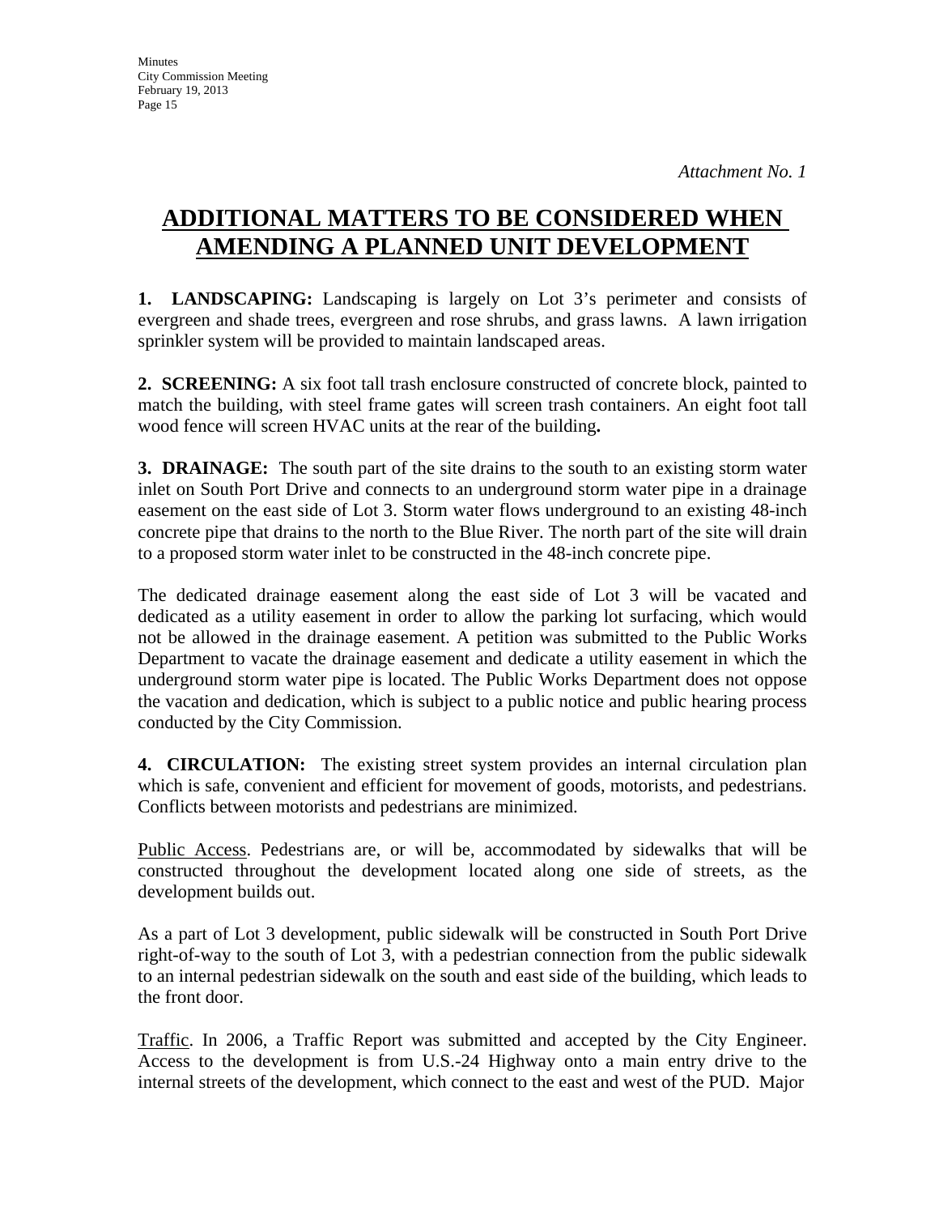*Attachment No. 1*

# ADDITIONAL MATTERS TO BE CONSIDERED WHEN AMENDING A PLANNED UNIT DEVELOPMENT

**1. LANDSCAPING:** Landscaping is largely on Lot 3's perimeter and consists of evergreen and shade trees, evergreen and rose shrubs, and grass lawns. A lawn irrigation sprinkler system will be provided to maintain landscaped areas.

**2. SCREENING:** A six foot tall trash enclosure constructed of concrete block, painted to match the building, with steel frame gates will screen trash containers. An eight foot tall wood fence will screen HVAC units at the rear of the building**.**

**3. DRAINAGE:** The south part of the site drains to the south to an existing storm water inlet on South Port Drive and connects to an underground storm water pipe in a drainage easement on the east side of Lot 3. Storm water flows underground to an existing 48-inch concrete pipe that drains to the north to the Blue River. The north part of the site will drain to a proposed storm water inlet to be constructed in the 48-inch concrete pipe.

The dedicated drainage easement along the east side of Lot 3 will be vacated and dedicated as a utility easement in order to allow the parking lot surfacing, which would not be allowed in the drainage easement. A petition was submitted to the Public Works Department to vacate the drainage easement and dedicate a utility easement in which the underground storm water pipe is located. The Public Works Department does not oppose the vacation and dedication, which is subject to a public notice and public hearing process conducted by the City Commission.

**4. CIRCULATION:** The existing street system provides an internal circulation plan which is safe, convenient and efficient for movement of goods, motorists, and pedestrians. Conflicts between motorists and pedestrians are minimized.

<u>Public Access</u>. Pedestrians are, or will be, accommodated by sidewalks that will be constructed throughout the development located along one side of streets, as the development builds out.

As a part of Lot 3 development, public sidewalk will be constructed in South Port Drive right-of-way to the south of Lot 3, with a pedestrian connection from the public sidewalk to an internal pedestrian sidewalk on the south and east side of the building, which leads to the front door.

<u>Traffic</u>. In 2006, a Traffic Report was submitted and accepted by the City Engineer. Access to the development is from U.S.-24 Highway onto a main entry drive to the internal streets of the development, which connect to the east and west of the PUD. Major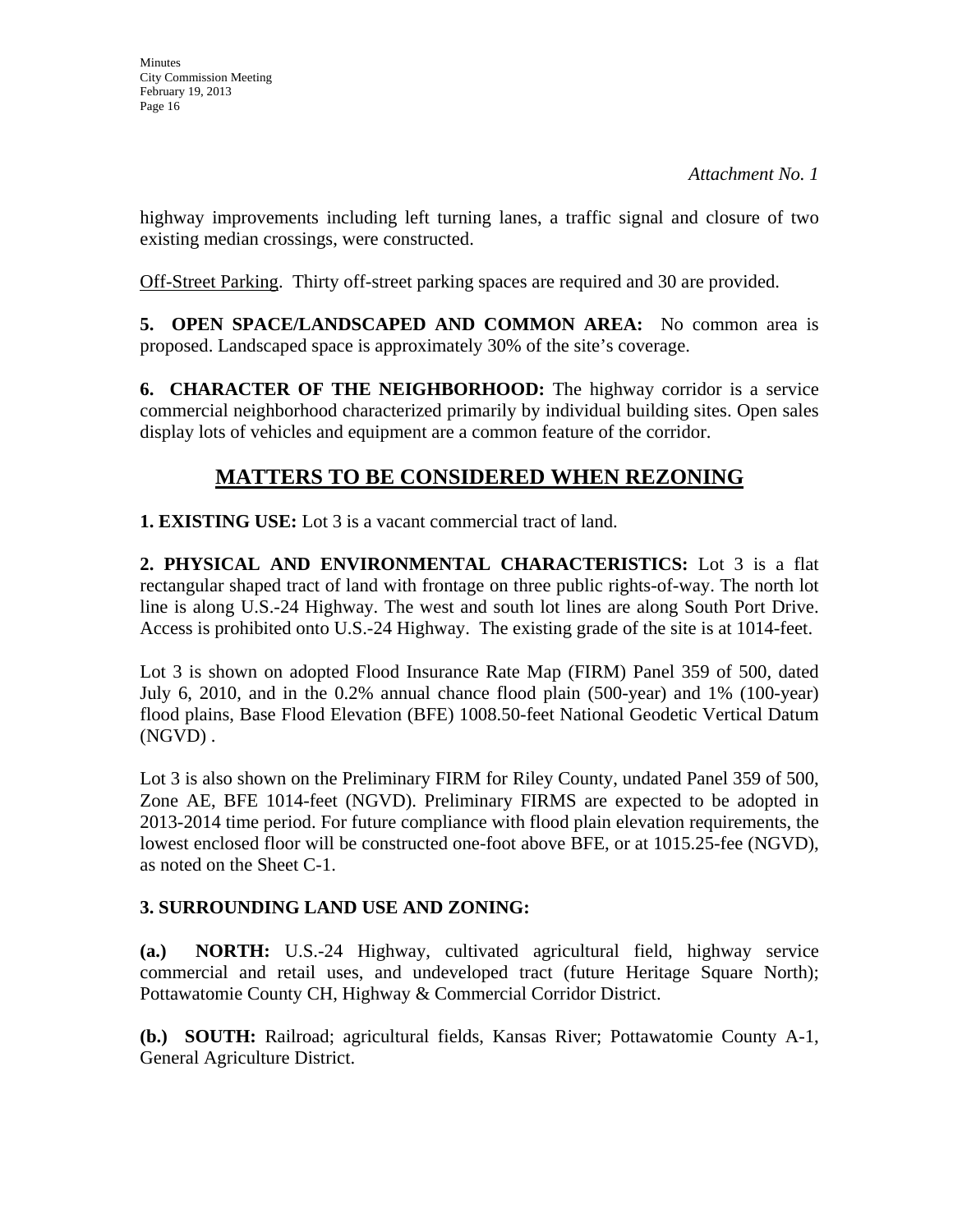*Attachment No. 1*

highway improvements including left turning lanes, a traffic signal and closure of two existing median crossings, were constructed.

Off-Street Parking. Thirty off-street parking spaces are required and 30 are provided.

**5. OPEN SPACE/LANDSCAPED AND COMMON AREA:** No common area is proposed. Landscaped space is approximately 30% of the site's coverage.

**6. CHARACTER OF THE NEIGHBORHOOD:** The highway corridor is a service commercial neighborhood characterized primarily by individual building sites. Open sales display lots of vehicles and equipment are a common feature of the corridor.

## MATTERS TO BE CONSIDERED WHEN REZONING

**1. EXISTING USE:** Lot 3 is a vacant commercial tract of land.

**2. PHYSICAL AND ENVIRONMENTAL CHARACTERISTICS:** Lot 3 is a flat rectangular shaped tract of land with frontage on three public rights-of-way. The north lot line is along U.S.-24 Highway. The west and south lot lines are along South Port Drive. Access is prohibited onto U.S.-24 Highway. The existing grade of the site is at 1014-feet.

Lot 3 is shown on adopted Flood Insurance Rate Map (FIRM) Panel 359 of 500, dated July 6, 2010, and in the 0.2% annual chance flood plain (500-year) and 1% (100-year) flood plains, Base Flood Elevation (BFE) 1008.50-feet National Geodetic Vertical Datum (NGVD) .

Lot 3 is also shown on the Preliminary FIRM for Riley County, undated Panel 359 of 500, Zone AE, BFE 1014-feet (NGVD). Preliminary FIRMS are expected to be adopted in 2013-2014 time period. For future compliance with flood plain elevation requirements, the lowest enclosed floor will be constructed one-foot above BFE, or at 1015.25-fee (NGVD), as noted on the Sheet C-1.

**3. SURROUNDING LAND USE AND ZONING:**

**(a.) NORTH:** U.S.-24 Highway, cultivated agricultural field, highway service commercial and retail uses, and undeveloped tract (future Heritage Square North); Pottawatomie County CH, Highway & Commercial Corridor District.

**(b.) SOUTH:** Railroad; agricultural fields, Kansas River; Pottawatomie County A-1, General Agriculture District.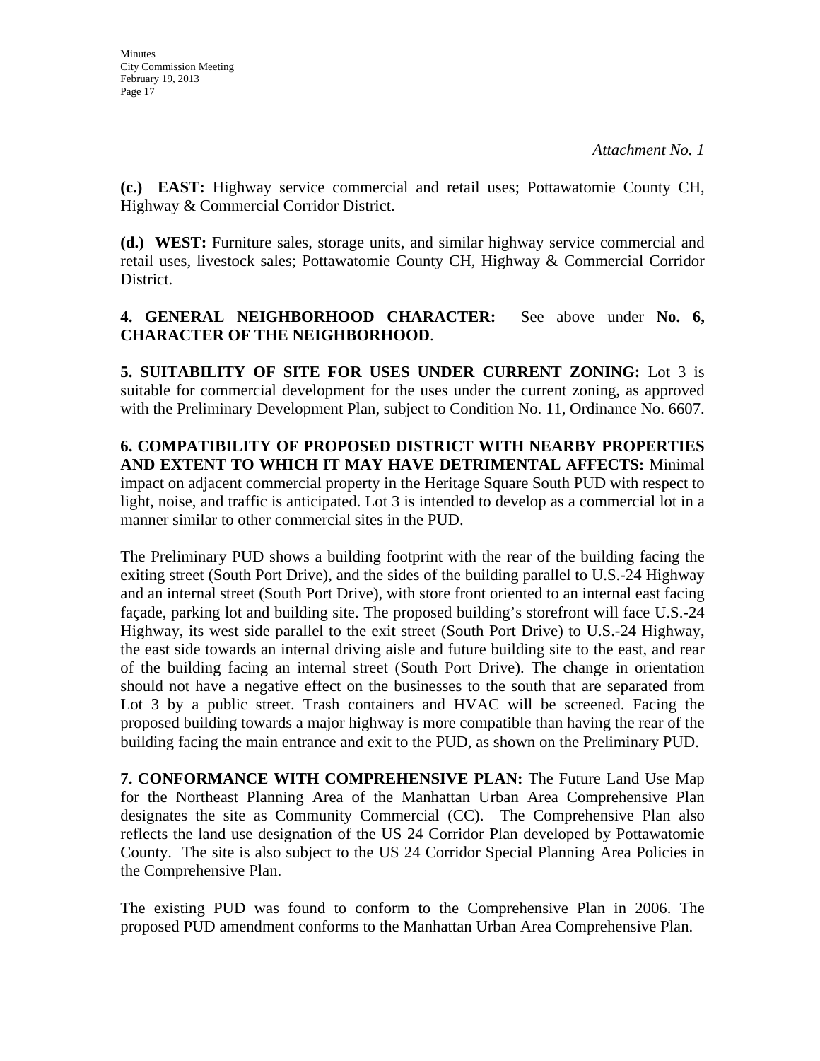*Attachment No. 1*

**(c.) EAST:** Highway service commercial and retail uses; Pottawatomie County CH, Highway & Commercial Corridor District.

**(d.) WEST:** Furniture sales, storage units, and similar highway service commercial and retail uses, livestock sales; Pottawatomie County CH, Highway & Commercial Corridor District.

**4. GENERAL NEIGHBORHOOD CHARACTER:** See above under **No. 6, CHARACTER OF THE NEIGHBORHOOD**.

**5. SUITABILITY OF SITE FOR USES UNDER CURRENT ZONING:** Lot 3 is suitable for commercial development for the uses under the current zoning, as approved with the Preliminary Development Plan, subject to Condition No. 11, Ordinance No. 6607.

**6. COMPATIBILITY OF PROPOSED DISTRICT WITH NEARBY PROPERTIES AND EXTENT TO WHICH IT MAY HAVE DETRIMENTAL AFFECTS:** Minimal impact on adjacent commercial property in the Heritage Square South PUD with respect to light, noise, and traffic is anticipated. Lot 3 is intended to develop as a commercial lot in a manner similar to other commercial sites in the PUD.

<u>The Preliminary PUD</u> shows a building footprint with the rear of the building facing the exiting street (South Port Drive), and the sides of the building parallel to U.S.-24 Highway and an internal street (South Port Drive), with store front oriented to an internal east facing façade, parking lot and building site. <u>The proposed building's</u> storefront will face U.S.-24 Highway, its west side parallel to the exit street (South Port Drive) to U.S.-24 Highway, the east side towards an internal driving aisle and future building site to the east, and rear of the building facing an internal street (South Port Drive). The change in orientation should not have a negative effect on the businesses to the south that are separated from Lot 3 by a public street. Trash containers and HVAC will be screened. Facing the proposed building towards a major highway is more compatible than having the rear of the building facing the main entrance and exit to the PUD, as shown on the Preliminary PUD.

**7. CONFORMANCE WITH COMPREHENSIVE PLAN:** The Future Land Use Map for the Northeast Planning Area of the Manhattan Urban Area Comprehensive Plan designates the site as Community Commercial (CC). The Comprehensive Plan also reflects the land use designation of the US 24 Corridor Plan developed by Pottawatomie County. The site is also subject to the US 24 Corridor Special Planning Area Policies in the Comprehensive Plan.

The existing PUD was found to conform to the Comprehensive Plan in 2006. The proposed PUD amendment conforms to the Manhattan Urban Area Comprehensive Plan.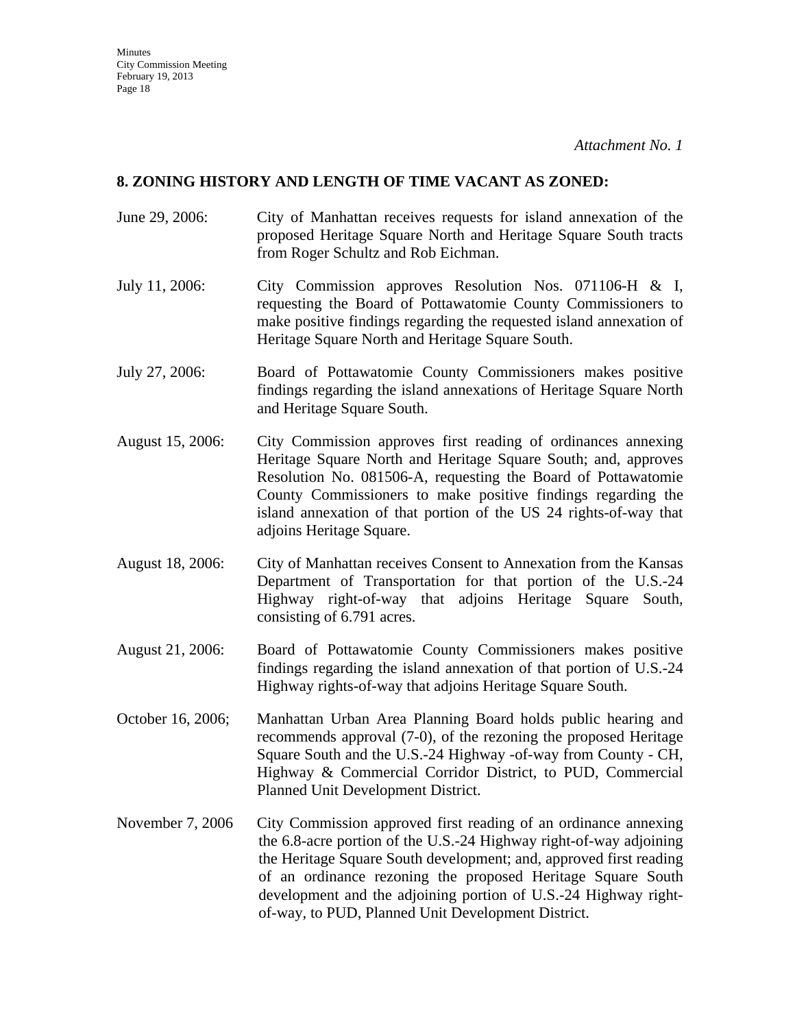*Attachment No. 1*

## 8. ZONING HISTORY AND LENGTH OF TIME VACANT AS ZONED:

June 29, 2006: City of Manhattan receives requests for island annexation of the proposed Heritage Square North and Heritage Square South tracts from Roger Schultz and Rob Eichman.

July 11, 2006: City Commission approves Resolution Nos. 071106-H & I, requesting the Board of Pottawatomie County Commissioners to make positive findings regarding the requested island annexation of Heritage Square North and Heritage Square South.

July 27, 2006: Board of Pottawatomie County Commissioners makes positive findings regarding the island annexations of Heritage Square North and Heritage Square South.

August 15, 2006: City Commission approves first reading of ordinances annexing Heritage Square North and Heritage Square South; and, approves Resolution No. 081506-A, requesting the Board of Pottawatomie County Commissioners to make positive findings regarding the island annexation of that portion of the US 24 rights-of-way that adjoins Heritage Square.

August 18, 2006: City of Manhattan receives Consent to Annexation from the Kansas Department of Transportation for that portion of the U.S.-24 Highway right-of-way that adjoins Heritage Square South, consisting of 6.791 acres.

August 21, 2006: Board of Pottawatomie County Commissioners makes positive findings regarding the island annexation of that portion of U.S.-24 Highway rights-of-way that adjoins Heritage Square South.

October 16, 2006; Manhattan Urban Area Planning Board holds public hearing and recommends approval (7-0), of the rezoning the proposed Heritage Square South and the U.S.-24 Highway -of-way from County - CH, Highway & Commercial Corridor District, to PUD, Commercial Planned Unit Development District.

November 7, 2006 City Commission approved first reading of an ordinance annexing the 6.8-acre portion of the U.S.-24 Highway right-of-way adjoining the Heritage Square South development; and, approved first reading of an ordinance rezoning the proposed Heritage Square South development and the adjoining portion of U.S.-24 Highway right-of-way, to PUD, Planned Unit Development District.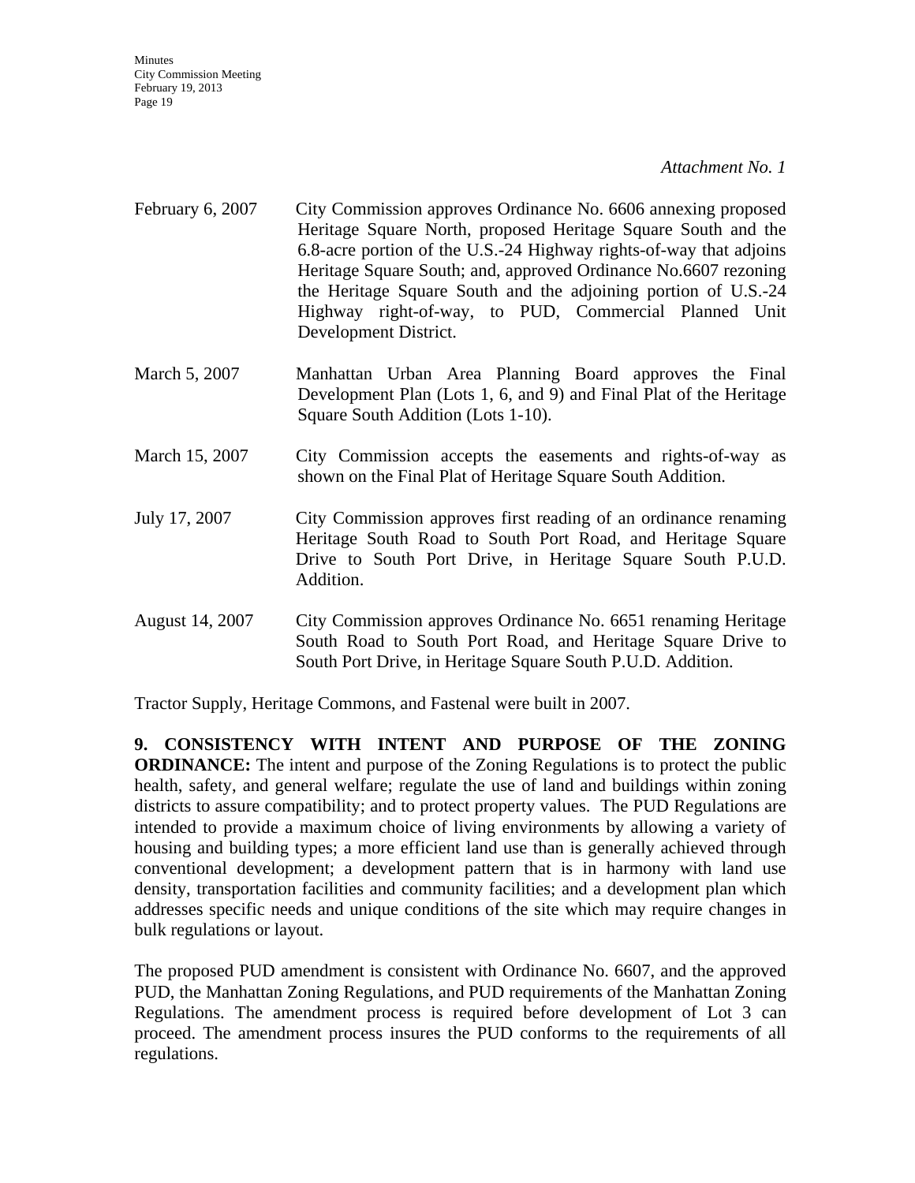*Attachment No. 1*

February 6, 2007 City Commission approves Ordinance No. 6606 annexing proposed Heritage Square North, proposed Heritage Square South and the 6.8-acre portion of the U.S.-24 Highway rights-of-way that adjoins Heritage Square South; and, approved Ordinance No.6607 rezoning the Heritage Square South and the adjoining portion of U.S.-24 Highway right-of-way, to PUD, Commercial Planned Unit Development District.

March 5, 2007 Manhattan Urban Area Planning Board approves the Final Development Plan (Lots 1, 6, and 9) and Final Plat of the Heritage Square South Addition (Lots 1-10).

March 15, 2007 City Commission accepts the easements and rights-of-way as shown on the Final Plat of Heritage Square South Addition.

July 17, 2007 City Commission approves first reading of an ordinance renaming Heritage South Road to South Port Road, and Heritage Square Drive to South Port Drive, in Heritage Square South P.U.D. Addition.

August 14, 2007 City Commission approves Ordinance No. 6651 renaming Heritage South Road to South Port Road, and Heritage Square Drive to South Port Drive, in Heritage Square South P.U.D. Addition.

Tractor Supply, Heritage Commons, and Fastenal were built in 2007.

**9. CONSISTENCY WITH INTENT AND PURPOSE OF THE ZONING ORDINANCE:** The intent and purpose of the Zoning Regulations is to protect the public health, safety, and general welfare; regulate the use of land and buildings within zoning districts to assure compatibility; and to protect property values. The PUD Regulations are intended to provide a maximum choice of living environments by allowing a variety of housing and building types; a more efficient land use than is generally achieved through conventional development; a development pattern that is in harmony with land use density, transportation facilities and community facilities; and a development plan which addresses specific needs and unique conditions of the site which may require changes in bulk regulations or layout.

The proposed PUD amendment is consistent with Ordinance No. 6607, and the approved PUD, the Manhattan Zoning Regulations, and PUD requirements of the Manhattan Zoning Regulations. The amendment process is required before development of Lot 3 can proceed. The amendment process insures the PUD conforms to the requirements of all regulations.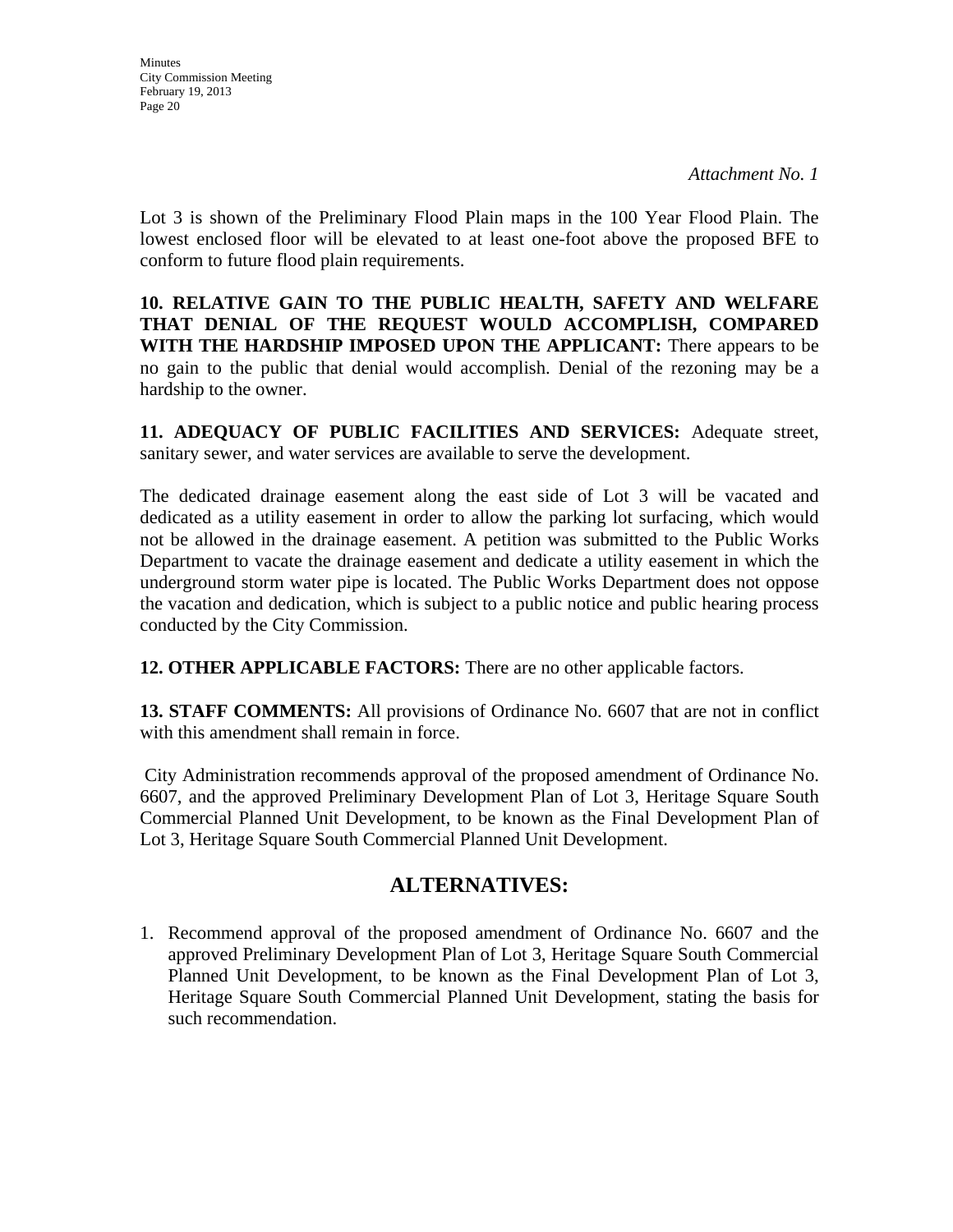*Attachment No. 1*

Lot 3 is shown of the Preliminary Flood Plain maps in the 100 Year Flood Plain. The lowest enclosed floor will be elevated to at least one-foot above the proposed BFE to conform to future flood plain requirements.

**10. RELATIVE GAIN TO THE PUBLIC HEALTH, SAFETY AND WELFARE THAT DENIAL OF THE REQUEST WOULD ACCOMPLISH, COMPARED WITH THE HARDSHIP IMPOSED UPON THE APPLICANT:** There appears to be no gain to the public that denial would accomplish. Denial of the rezoning may be a hardship to the owner.

**11. ADEQUACY OF PUBLIC FACILITIES AND SERVICES:** Adequate street, sanitary sewer, and water services are available to serve the development.

The dedicated drainage easement along the east side of Lot 3 will be vacated and dedicated as a utility easement in order to allow the parking lot surfacing, which would not be allowed in the drainage easement. A petition was submitted to the Public Works Department to vacate the drainage easement and dedicate a utility easement in which the underground storm water pipe is located. The Public Works Department does not oppose the vacation and dedication, which is subject to a public notice and public hearing process conducted by the City Commission.

**12. OTHER APPLICABLE FACTORS:** There are no other applicable factors.

**13. STAFF COMMENTS:** All provisions of Ordinance No. 6607 that are not in conflict with this amendment shall remain in force.

City Administration recommends approval of the proposed amendment of Ordinance No. 6607, and the approved Preliminary Development Plan of Lot 3, Heritage Square South Commercial Planned Unit Development, to be known as the Final Development Plan of Lot 3, Heritage Square South Commercial Planned Unit Development.

## ALTERNATIVES:

1. Recommend approval of the proposed amendment of Ordinance No. 6607 and the approved Preliminary Development Plan of Lot 3, Heritage Square South Commercial Planned Unit Development, to be known as the Final Development Plan of Lot 3, Heritage Square South Commercial Planned Unit Development, stating the basis for such recommendation.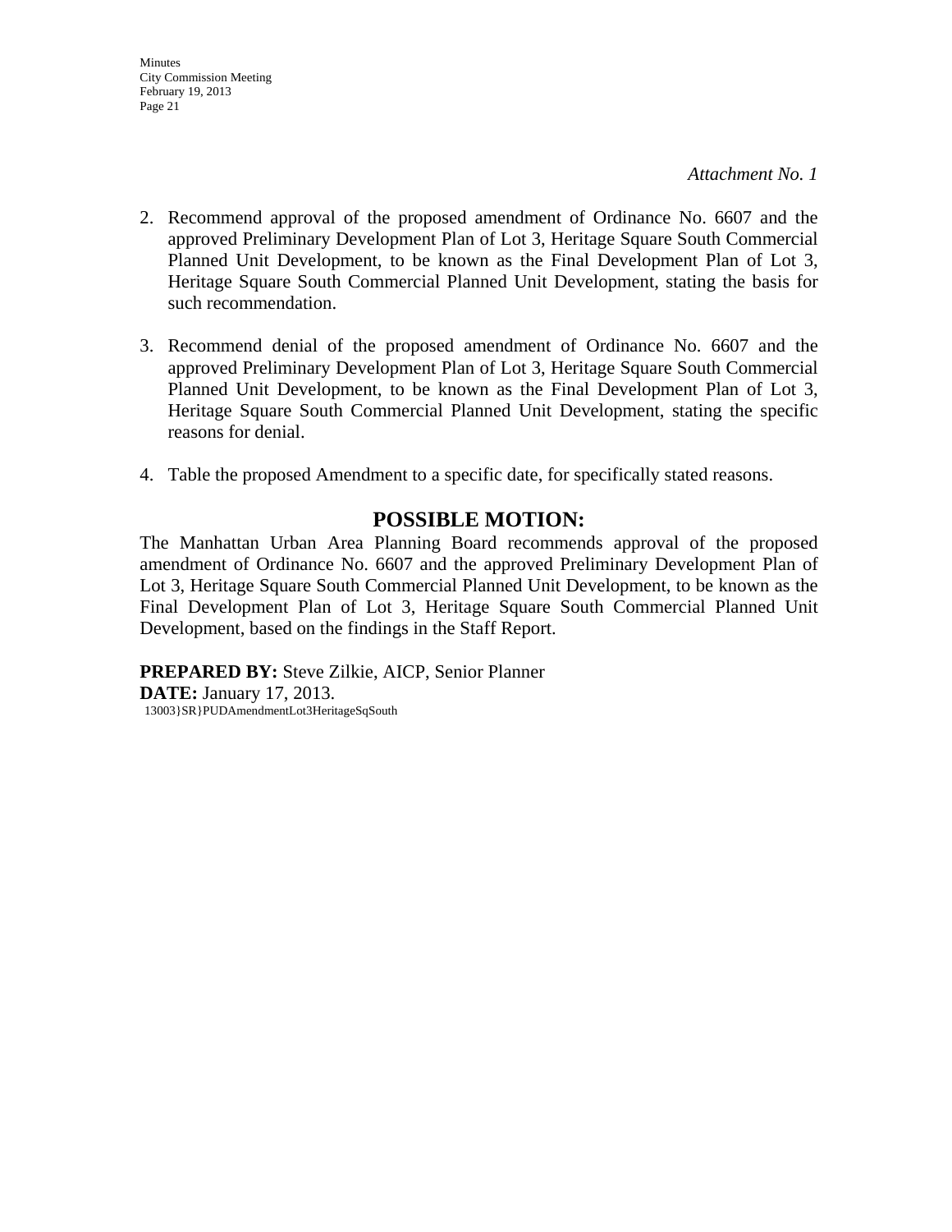*Attachment No. 1*

2. Recommend approval of the proposed amendment of Ordinance No. 6607 and the approved Preliminary Development Plan of Lot 3, Heritage Square South Commercial Planned Unit Development, to be known as the Final Development Plan of Lot 3, Heritage Square South Commercial Planned Unit Development, stating the basis for such recommendation.

3. Recommend denial of the proposed amendment of Ordinance No. 6607 and the approved Preliminary Development Plan of Lot 3, Heritage Square South Commercial Planned Unit Development, to be known as the Final Development Plan of Lot 3, Heritage Square South Commercial Planned Unit Development, stating the specific reasons for denial.

4. Table the proposed Amendment to a specific date, for specifically stated reasons.

## POSSIBLE MOTION:

The Manhattan Urban Area Planning Board recommends approval of the proposed amendment of Ordinance No. 6607 and the approved Preliminary Development Plan of Lot 3, Heritage Square South Commercial Planned Unit Development, to be known as the Final Development Plan of Lot 3, Heritage Square South Commercial Planned Unit Development, based on the findings in the Staff Report.

**PREPARED BY:** Steve Zilkie, AICP, Senior Planner
**DATE:** January 17, 2013.
13003}SR}PUDAmendmentLot3HeritageSqSouth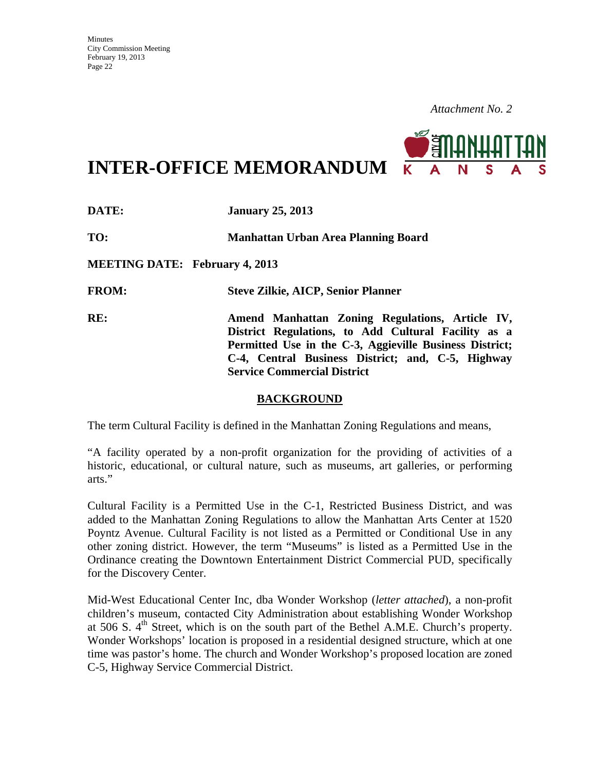*Attachment No. 2*

# INTER-OFFICE MEMORANDUM

**DATE:** **January 25, 2013**

**TO:** **Manhattan Urban Area Planning Board**

**MEETING DATE: February 4, 2013**

**FROM:** **Steve Zilkie, AICP, Senior Planner**

**RE:** **Amend Manhattan Zoning Regulations, Article IV, District Regulations, to Add Cultural Facility as a Permitted Use in the C-3, Aggieville Business District; C-4, Central Business District; and, C-5, Highway Service Commercial District**

## BACKGROUND

The term Cultural Facility is defined in the Manhattan Zoning Regulations and means,

"A facility operated by a non-profit organization for the providing of activities of a historic, educational, or cultural nature, such as museums, art galleries, or performing arts."

Cultural Facility is a Permitted Use in the C-1, Restricted Business District, and was added to the Manhattan Zoning Regulations to allow the Manhattan Arts Center at 1520 Poyntz Avenue. Cultural Facility is not listed as a Permitted or Conditional Use in any other zoning district. However, the term "Museums" is listed as a Permitted Use in the Ordinance creating the Downtown Entertainment District Commercial PUD, specifically for the Discovery Center.

Mid-West Educational Center Inc, dba Wonder Workshop (*letter attached*), a non-profit children's museum, contacted City Administration about establishing Wonder Workshop at 506 S. 4th Street, which is on the south part of the Bethel A.M.E. Church's property. Wonder Workshops' location is proposed in a residential designed structure, which at one time was pastor's home. The church and Wonder Workshop's proposed location are zoned C-5, Highway Service Commercial District.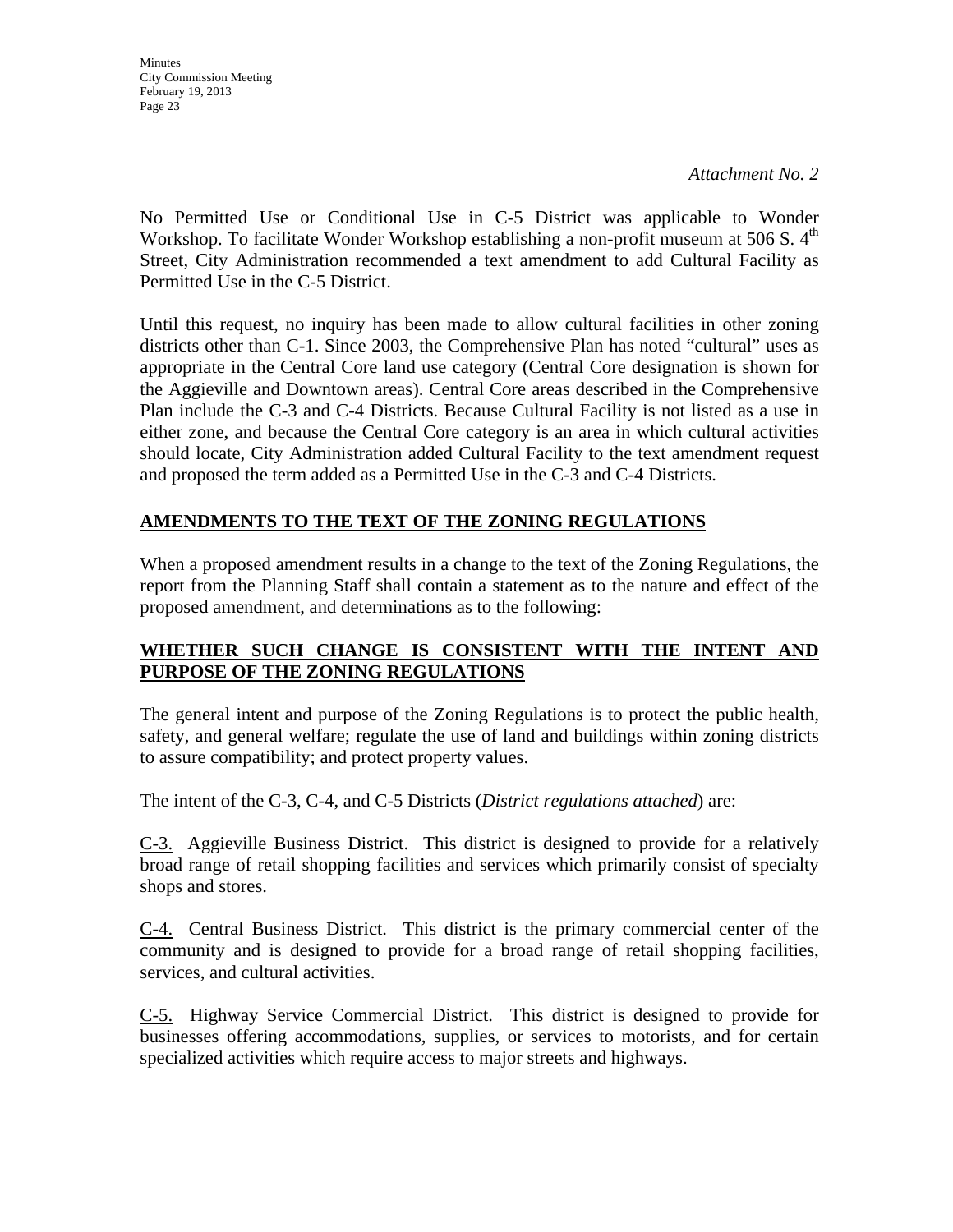*Attachment No. 2*

No Permitted Use or Conditional Use in C-5 District was applicable to Wonder Workshop. To facilitate Wonder Workshop establishing a non-profit museum at 506 S. 4th Street, City Administration recommended a text amendment to add Cultural Facility as Permitted Use in the C-5 District.

Until this request, no inquiry has been made to allow cultural facilities in other zoning districts other than C-1. Since 2003, the Comprehensive Plan has noted "cultural" uses as appropriate in the Central Core land use category (Central Core designation is shown for the Aggieville and Downtown areas). Central Core areas described in the Comprehensive Plan include the C-3 and C-4 Districts. Because Cultural Facility is not listed as a use in either zone, and because the Central Core category is an area in which cultural activities should locate, City Administration added Cultural Facility to the text amendment request and proposed the term added as a Permitted Use in the C-3 and C-4 Districts.

## AMENDMENTS TO THE TEXT OF THE ZONING REGULATIONS

When a proposed amendment results in a change to the text of the Zoning Regulations, the report from the Planning Staff shall contain a statement as to the nature and effect of the proposed amendment, and determinations as to the following:

## WHETHER SUCH CHANGE IS CONSISTENT WITH THE INTENT AND PURPOSE OF THE ZONING REGULATIONS

The general intent and purpose of the Zoning Regulations is to protect the public health, safety, and general welfare; regulate the use of land and buildings within zoning districts to assure compatibility; and protect property values.

The intent of the C-3, C-4, and C-5 Districts (*District regulations attached*) are:

C-3. Aggieville Business District. This district is designed to provide for a relatively broad range of retail shopping facilities and services which primarily consist of specialty shops and stores.

C-4. Central Business District. This district is the primary commercial center of the community and is designed to provide for a broad range of retail shopping facilities, services, and cultural activities.

C-5. Highway Service Commercial District. This district is designed to provide for businesses offering accommodations, supplies, or services to motorists, and for certain specialized activities which require access to major streets and highways.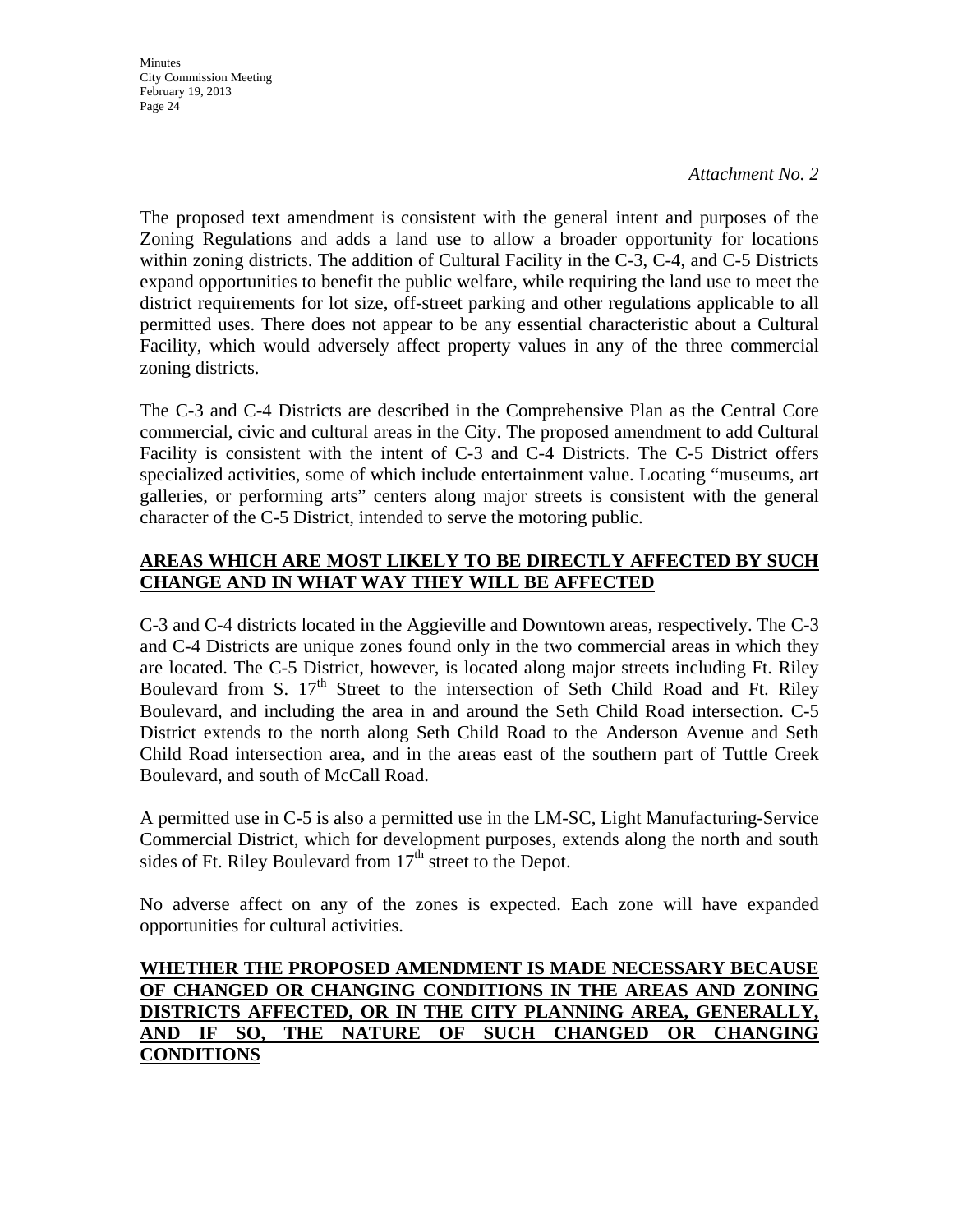*Attachment No. 2*

The proposed text amendment is consistent with the general intent and purposes of the Zoning Regulations and adds a land use to allow a broader opportunity for locations within zoning districts. The addition of Cultural Facility in the C-3, C-4, and C-5 Districts expand opportunities to benefit the public welfare, while requiring the land use to meet the district requirements for lot size, off-street parking and other regulations applicable to all permitted uses. There does not appear to be any essential characteristic about a Cultural Facility, which would adversely affect property values in any of the three commercial zoning districts.

The C-3 and C-4 Districts are described in the Comprehensive Plan as the Central Core commercial, civic and cultural areas in the City. The proposed amendment to add Cultural Facility is consistent with the intent of C-3 and C-4 Districts. The C-5 District offers specialized activities, some of which include entertainment value. Locating "museums, art galleries, or performing arts" centers along major streets is consistent with the general character of the C-5 District, intended to serve the motoring public.

**AREAS WHICH ARE MOST LIKELY TO BE DIRECTLY AFFECTED BY SUCH CHANGE AND IN WHAT WAY THEY WILL BE AFFECTED**

C-3 and C-4 districts located in the Aggieville and Downtown areas, respectively. The C-3 and C-4 Districts are unique zones found only in the two commercial areas in which they are located. The C-5 District, however, is located along major streets including Ft. Riley Boulevard from S. 17th Street to the intersection of Seth Child Road and Ft. Riley Boulevard, and including the area in and around the Seth Child Road intersection. C-5 District extends to the north along Seth Child Road to the Anderson Avenue and Seth Child Road intersection area, and in the areas east of the southern part of Tuttle Creek Boulevard, and south of McCall Road.

A permitted use in C-5 is also a permitted use in the LM-SC, Light Manufacturing-Service Commercial District, which for development purposes, extends along the north and south sides of Ft. Riley Boulevard from 17th street to the Depot.

No adverse affect on any of the zones is expected. Each zone will have expanded opportunities for cultural activities.

**WHETHER THE PROPOSED AMENDMENT IS MADE NECESSARY BECAUSE OF CHANGED OR CHANGING CONDITIONS IN THE AREAS AND ZONING DISTRICTS AFFECTED, OR IN THE CITY PLANNING AREA, GENERALLY, AND IF SO, THE NATURE OF SUCH CHANGED OR CHANGING CONDITIONS**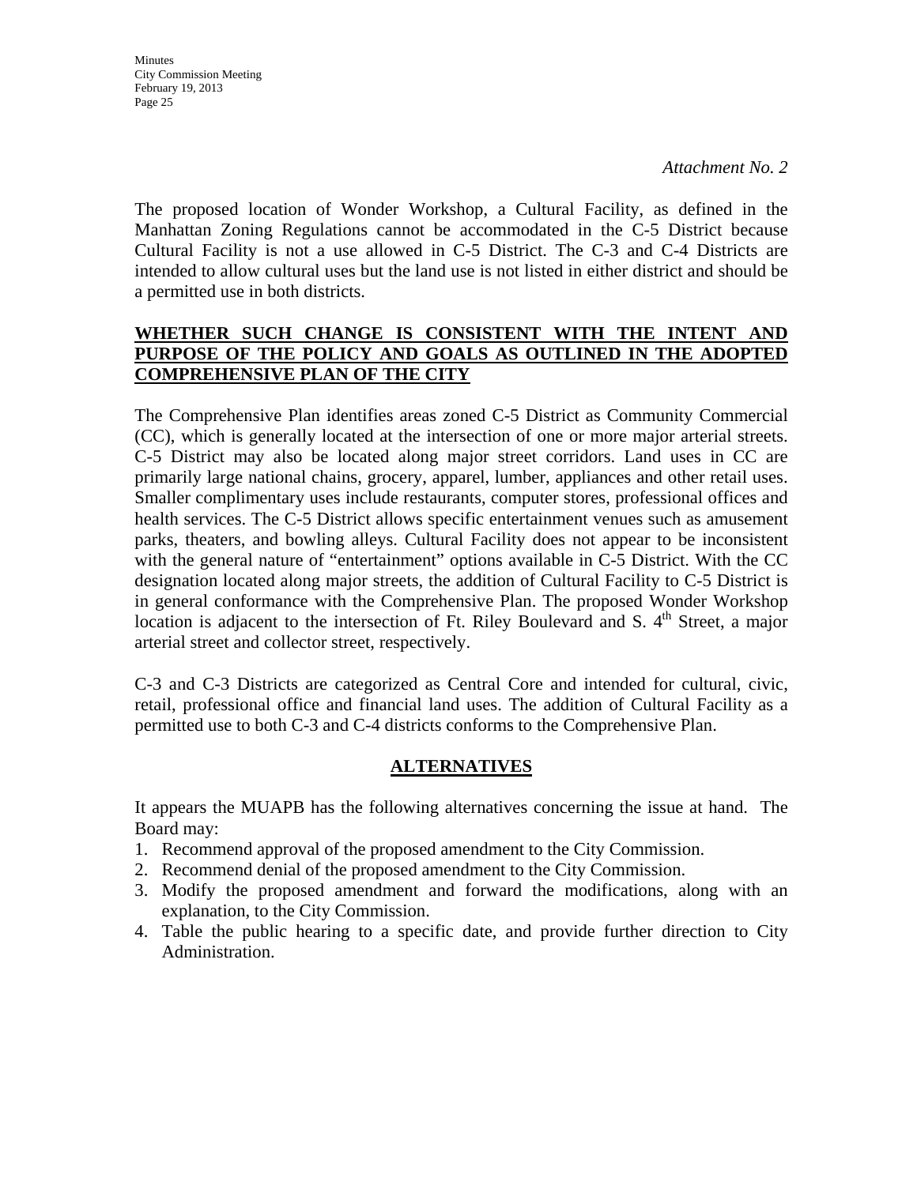*Attachment No. 2*

The proposed location of Wonder Workshop, a Cultural Facility, as defined in the Manhattan Zoning Regulations cannot be accommodated in the C-5 District because Cultural Facility is not a use allowed in C-5 District. The C-3 and C-4 Districts are intended to allow cultural uses but the land use is not listed in either district and should be a permitted use in both districts.

**WHETHER SUCH CHANGE IS CONSISTENT WITH THE INTENT AND PURPOSE OF THE POLICY AND GOALS AS OUTLINED IN THE ADOPTED COMPREHENSIVE PLAN OF THE CITY**

The Comprehensive Plan identifies areas zoned C-5 District as Community Commercial (CC), which is generally located at the intersection of one or more major arterial streets. C-5 District may also be located along major street corridors. Land uses in CC are primarily large national chains, grocery, apparel, lumber, appliances and other retail uses. Smaller complimentary uses include restaurants, computer stores, professional offices and health services. The C-5 District allows specific entertainment venues such as amusement parks, theaters, and bowling alleys. Cultural Facility does not appear to be inconsistent with the general nature of "entertainment" options available in C-5 District. With the CC designation located along major streets, the addition of Cultural Facility to C-5 District is in general conformance with the Comprehensive Plan. The proposed Wonder Workshop location is adjacent to the intersection of Ft. Riley Boulevard and S. 4th Street, a major arterial street and collector street, respectively.

C-3 and C-3 Districts are categorized as Central Core and intended for cultural, civic, retail, professional office and financial land uses. The addition of Cultural Facility as a permitted use to both C-3 and C-4 districts conforms to the Comprehensive Plan.

**ALTERNATIVES**

It appears the MUAPB has the following alternatives concerning the issue at hand. The Board may:

1. Recommend approval of the proposed amendment to the City Commission.
2. Recommend denial of the proposed amendment to the City Commission.
3. Modify the proposed amendment and forward the modifications, along with an explanation, to the City Commission.
4. Table the public hearing to a specific date, and provide further direction to City Administration.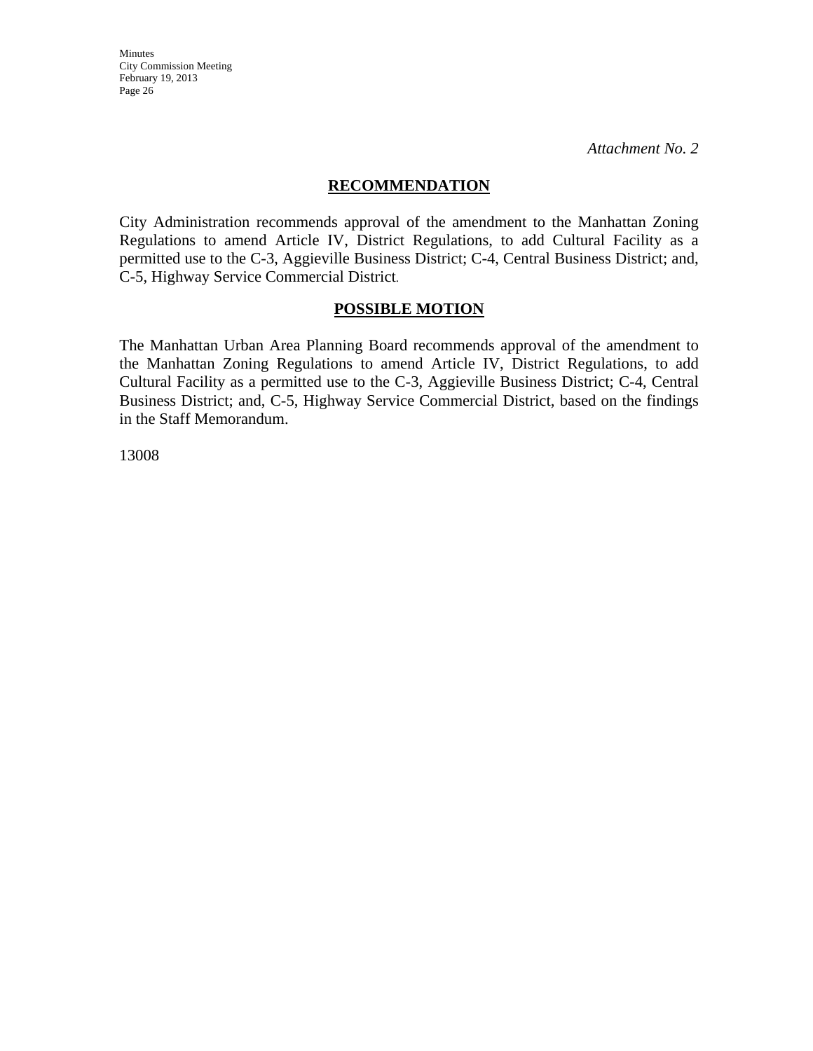*Attachment No. 2*

## RECOMMENDATION

City Administration recommends approval of the amendment to the Manhattan Zoning Regulations to amend Article IV, District Regulations, to add Cultural Facility as a permitted use to the C-3, Aggieville Business District; C-4, Central Business District; and, C-5, Highway Service Commercial District.

## POSSIBLE MOTION

The Manhattan Urban Area Planning Board recommends approval of the amendment to the Manhattan Zoning Regulations to amend Article IV, District Regulations, to add Cultural Facility as a permitted use to the C-3, Aggieville Business District; C-4, Central Business District; and, C-5, Highway Service Commercial District, based on the findings in the Staff Memorandum.

13008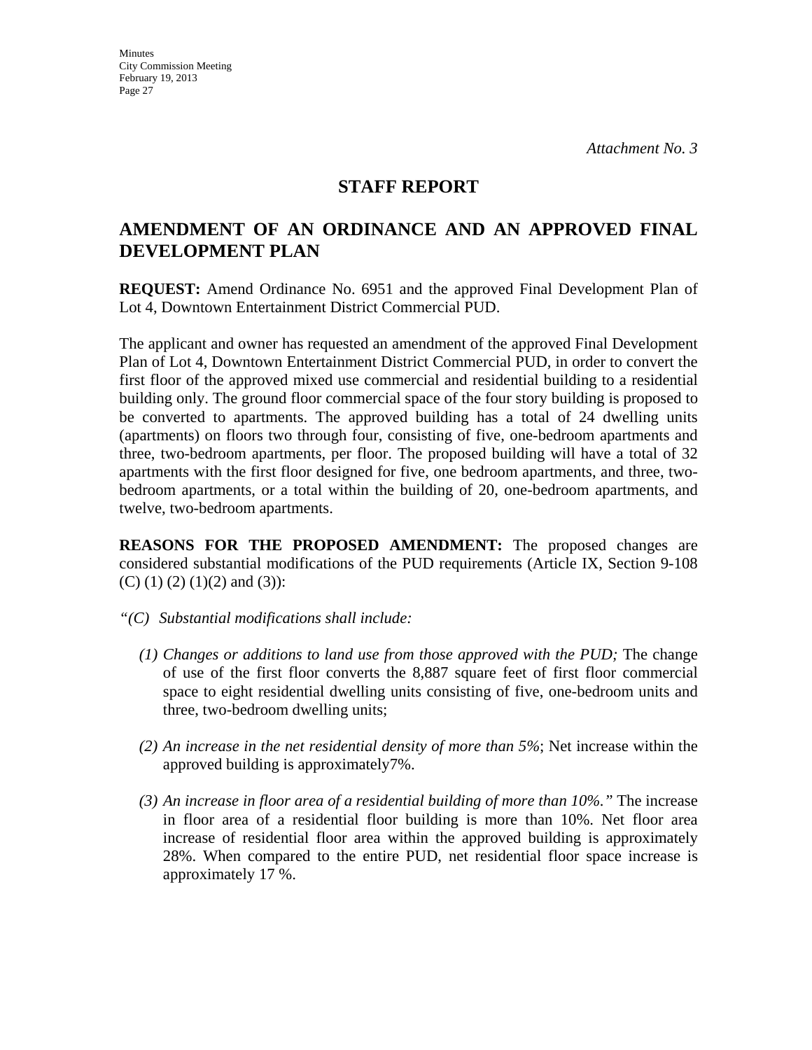*Attachment No. 3*

# STAFF REPORT

## AMENDMENT OF AN ORDINANCE AND AN APPROVED FINAL DEVELOPMENT PLAN

**REQUEST:** Amend Ordinance No. 6951 and the approved Final Development Plan of Lot 4, Downtown Entertainment District Commercial PUD.

The applicant and owner has requested an amendment of the approved Final Development Plan of Lot 4, Downtown Entertainment District Commercial PUD, in order to convert the first floor of the approved mixed use commercial and residential building to a residential building only. The ground floor commercial space of the four story building is proposed to be converted to apartments. The approved building has a total of 24 dwelling units (apartments) on floors two through four, consisting of five, one-bedroom apartments and three, two-bedroom apartments, per floor. The proposed building will have a total of 32 apartments with the first floor designed for five, one bedroom apartments, and three, two-bedroom apartments, or a total within the building of 20, one-bedroom apartments, and twelve, two-bedroom apartments.

**REASONS FOR THE PROPOSED AMENDMENT:** The proposed changes are considered substantial modifications of the PUD requirements (Article IX, Section 9-108 (C) (1) (2) (1)(2) and (3)):

*"(C) Substantial modifications shall include:*

*(1) Changes or additions to land use from those approved with the PUD;* The change of use of the first floor converts the 8,887 square feet of first floor commercial space to eight residential dwelling units consisting of five, one-bedroom units and three, two-bedroom dwelling units;

*(2) An increase in the net residential density of more than 5%*; Net increase within the approved building is approximately7%.

*(3) An increase in floor area of a residential building of more than 10%."* The increase in floor area of a residential floor building is more than 10%. Net floor area increase of residential floor area within the approved building is approximately 28%. When compared to the entire PUD, net residential floor space increase is approximately 17 %.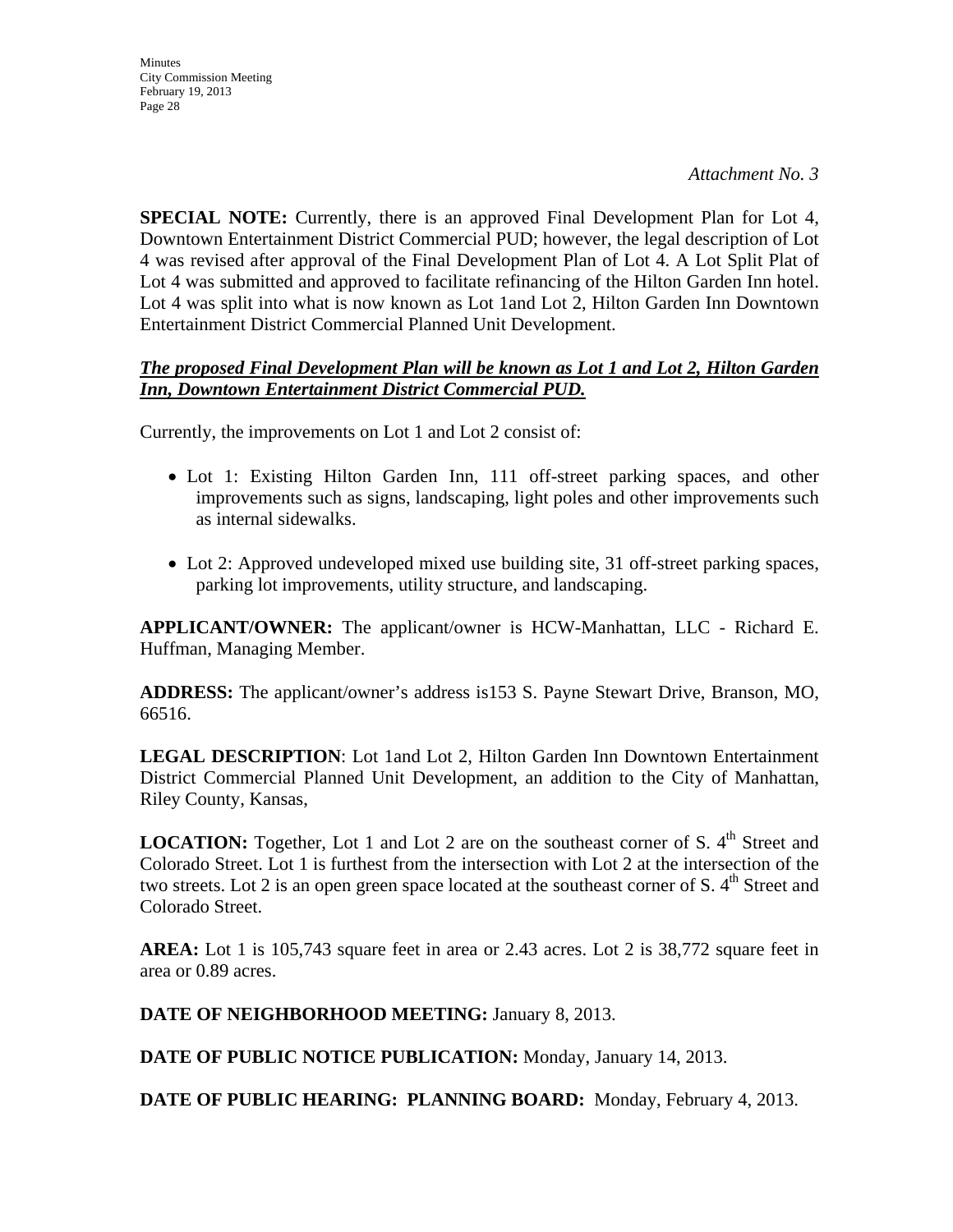*Attachment No. 3*

**SPECIAL NOTE:** Currently, there is an approved Final Development Plan for Lot 4, Downtown Entertainment District Commercial PUD; however, the legal description of Lot 4 was revised after approval of the Final Development Plan of Lot 4. A Lot Split Plat of Lot 4 was submitted and approved to facilitate refinancing of the Hilton Garden Inn hotel. Lot 4 was split into what is now known as Lot 1and Lot 2, Hilton Garden Inn Downtown Entertainment District Commercial Planned Unit Development.

***The proposed Final Development Plan will be known as Lot 1 and Lot 2, Hilton Garden Inn, Downtown Entertainment District Commercial PUD.***

Currently, the improvements on Lot 1 and Lot 2 consist of:

- Lot 1: Existing Hilton Garden Inn, 111 off-street parking spaces, and other improvements such as signs, landscaping, light poles and other improvements such as internal sidewalks.
- Lot 2: Approved undeveloped mixed use building site, 31 off-street parking spaces, parking lot improvements, utility structure, and landscaping.

**APPLICANT/OWNER:** The applicant/owner is HCW-Manhattan, LLC - Richard E. Huffman, Managing Member.

**ADDRESS:** The applicant/owner's address is153 S. Payne Stewart Drive, Branson, MO, 66516.

**LEGAL DESCRIPTION**: Lot 1and Lot 2, Hilton Garden Inn Downtown Entertainment District Commercial Planned Unit Development, an addition to the City of Manhattan, Riley County, Kansas,

**LOCATION:** Together, Lot 1 and Lot 2 are on the southeast corner of S. 4th Street and Colorado Street. Lot 1 is furthest from the intersection with Lot 2 at the intersection of the two streets. Lot 2 is an open green space located at the southeast corner of S. 4th Street and Colorado Street.

**AREA:** Lot 1 is 105,743 square feet in area or 2.43 acres. Lot 2 is 38,772 square feet in area or 0.89 acres.

**DATE OF NEIGHBORHOOD MEETING:** January 8, 2013.

**DATE OF PUBLIC NOTICE PUBLICATION:** Monday, January 14, 2013.

**DATE OF PUBLIC HEARING: PLANNING BOARD:** Monday, February 4, 2013.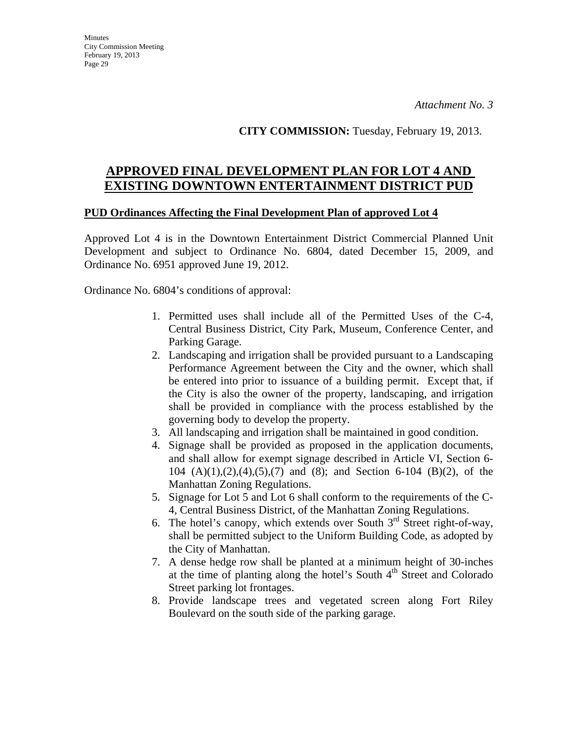*Attachment No. 3*

**CITY COMMISSION:** Tuesday, February 19, 2013.

## APPROVED FINAL DEVELOPMENT PLAN FOR LOT 4 AND EXISTING DOWNTOWN ENTERTAINMENT DISTRICT PUD

**PUD Ordinances Affecting the Final Development Plan of approved Lot 4**

Approved Lot 4 is in the Downtown Entertainment District Commercial Planned Unit Development and subject to Ordinance No. 6804, dated December 15, 2009, and Ordinance No. 6951 approved June 19, 2012.

Ordinance No. 6804's conditions of approval:

1. Permitted uses shall include all of the Permitted Uses of the C-4, Central Business District, City Park, Museum, Conference Center, and Parking Garage.
2. Landscaping and irrigation shall be provided pursuant to a Landscaping Performance Agreement between the City and the owner, which shall be entered into prior to issuance of a building permit. Except that, if the City is also the owner of the property, landscaping, and irrigation shall be provided in compliance with the process established by the governing body to develop the property.
3. All landscaping and irrigation shall be maintained in good condition.
4. Signage shall be provided as proposed in the application documents, and shall allow for exempt signage described in Article VI, Section 6-104 (A)(1),(2),(4),(5),(7) and (8); and Section 6-104 (B)(2), of the Manhattan Zoning Regulations.
5. Signage for Lot 5 and Lot 6 shall conform to the requirements of the C-4, Central Business District, of the Manhattan Zoning Regulations.
6. The hotel's canopy, which extends over South 3rd Street right-of-way, shall be permitted subject to the Uniform Building Code, as adopted by the City of Manhattan.
7. A dense hedge row shall be planted at a minimum height of 30-inches at the time of planting along the hotel's South 4th Street and Colorado Street parking lot frontages.
8. Provide landscape trees and vegetated screen along Fort Riley Boulevard on the south side of the parking garage.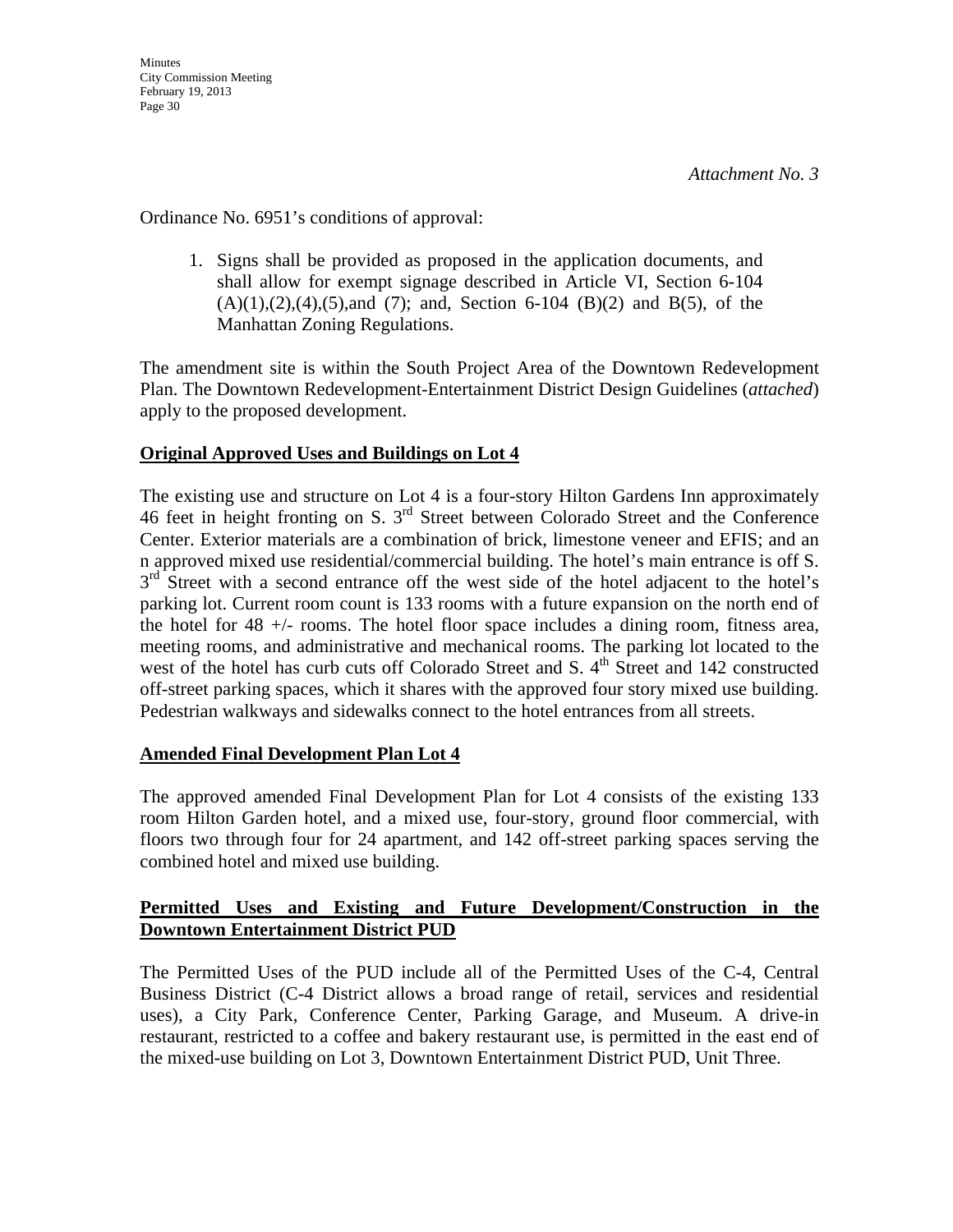*Attachment No. 3*

Ordinance No. 6951's conditions of approval:

1. Signs shall be provided as proposed in the application documents, and shall allow for exempt signage described in Article VI, Section 6-104 (A)(1),(2),(4),(5),and (7); and, Section 6-104 (B)(2) and B(5), of the Manhattan Zoning Regulations.

The amendment site is within the South Project Area of the Downtown Redevelopment Plan. The Downtown Redevelopment-Entertainment District Design Guidelines (*attached*) apply to the proposed development.

**Original Approved Uses and Buildings on Lot 4**

The existing use and structure on Lot 4 is a four-story Hilton Gardens Inn approximately 46 feet in height fronting on S. 3rd Street between Colorado Street and the Conference Center. Exterior materials are a combination of brick, limestone veneer and EFIS; and an n approved mixed use residential/commercial building. The hotel's main entrance is off S. 3rd Street with a second entrance off the west side of the hotel adjacent to the hotel's parking lot. Current room count is 133 rooms with a future expansion on the north end of the hotel for 48 +/- rooms. The hotel floor space includes a dining room, fitness area, meeting rooms, and administrative and mechanical rooms. The parking lot located to the west of the hotel has curb cuts off Colorado Street and S. 4th Street and 142 constructed off-street parking spaces, which it shares with the approved four story mixed use building. Pedestrian walkways and sidewalks connect to the hotel entrances from all streets.

**Amended Final Development Plan Lot 4**

The approved amended Final Development Plan for Lot 4 consists of the existing 133 room Hilton Garden hotel, and a mixed use, four-story, ground floor commercial, with floors two through four for 24 apartment, and 142 off-street parking spaces serving the combined hotel and mixed use building.

**Permitted Uses and Existing and Future Development/Construction in the Downtown Entertainment District PUD**

The Permitted Uses of the PUD include all of the Permitted Uses of the C-4, Central Business District (C-4 District allows a broad range of retail, services and residential uses), a City Park, Conference Center, Parking Garage, and Museum. A drive-in restaurant, restricted to a coffee and bakery restaurant use, is permitted in the east end of the mixed-use building on Lot 3, Downtown Entertainment District PUD, Unit Three.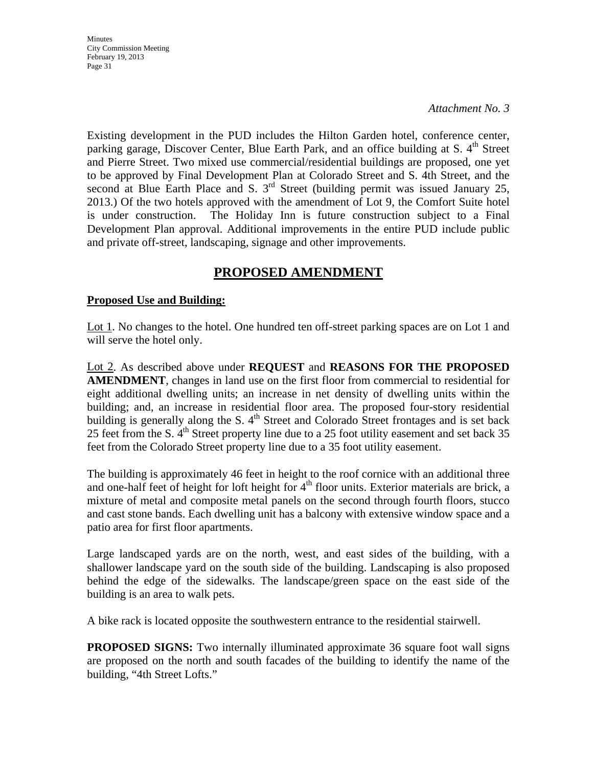*Attachment No. 3*

Existing development in the PUD includes the Hilton Garden hotel, conference center, parking garage, Discover Center, Blue Earth Park, and an office building at S. 4th Street and Pierre Street. Two mixed use commercial/residential buildings are proposed, one yet to be approved by Final Development Plan at Colorado Street and S. 4th Street, and the second at Blue Earth Place and S. 3rd Street (building permit was issued January 25, 2013.) Of the two hotels approved with the amendment of Lot 9, the Comfort Suite hotel is under construction. The Holiday Inn is future construction subject to a Final Development Plan approval. Additional improvements in the entire PUD include public and private off-street, landscaping, signage and other improvements.

## PROPOSED AMENDMENT

**Proposed Use and Building:**

Lot 1. No changes to the hotel. One hundred ten off-street parking spaces are on Lot 1 and will serve the hotel only.

Lot 2. As described above under **REQUEST** and **REASONS FOR THE PROPOSED AMENDMENT**, changes in land use on the first floor from commercial to residential for eight additional dwelling units; an increase in net density of dwelling units within the building; and, an increase in residential floor area. The proposed four-story residential building is generally along the S. 4th Street and Colorado Street frontages and is set back 25 feet from the S. 4th Street property line due to a 25 foot utility easement and set back 35 feet from the Colorado Street property line due to a 35 foot utility easement.

The building is approximately 46 feet in height to the roof cornice with an additional three and one-half feet of height for loft height for 4th floor units. Exterior materials are brick, a mixture of metal and composite metal panels on the second through fourth floors, stucco and cast stone bands. Each dwelling unit has a balcony with extensive window space and a patio area for first floor apartments.

Large landscaped yards are on the north, west, and east sides of the building, with a shallower landscape yard on the south side of the building. Landscaping is also proposed behind the edge of the sidewalks. The landscape/green space on the east side of the building is an area to walk pets.

A bike rack is located opposite the southwestern entrance to the residential stairwell.

**PROPOSED SIGNS:** Two internally illuminated approximate 36 square foot wall signs are proposed on the north and south facades of the building to identify the name of the building, "4th Street Lofts."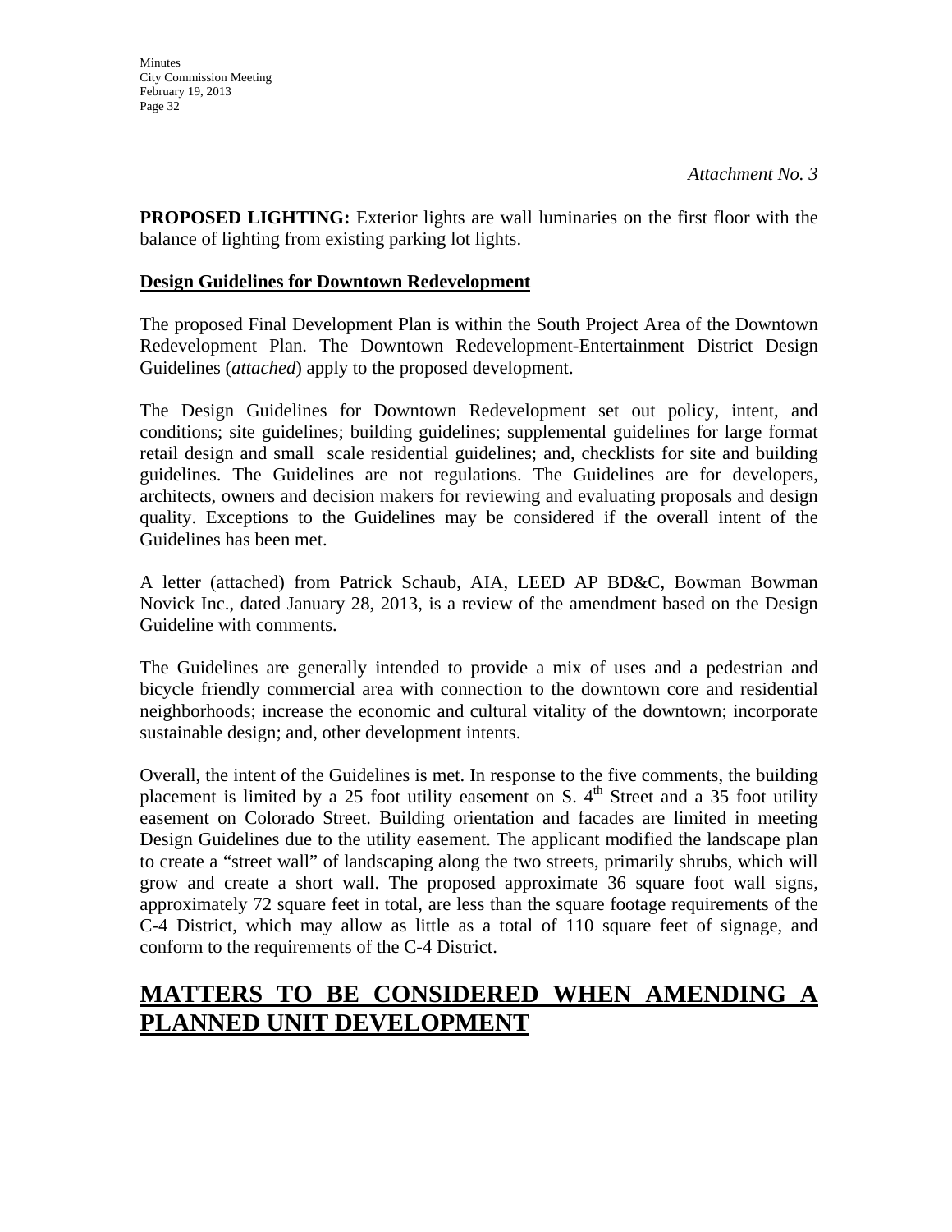*Attachment No. 3*

**PROPOSED LIGHTING:** Exterior lights are wall luminaries on the first floor with the balance of lighting from existing parking lot lights.

**Design Guidelines for Downtown Redevelopment**

The proposed Final Development Plan is within the South Project Area of the Downtown Redevelopment Plan. The Downtown Redevelopment-Entertainment District Design Guidelines (*attached*) apply to the proposed development.

The Design Guidelines for Downtown Redevelopment set out policy, intent, and conditions; site guidelines; building guidelines; supplemental guidelines for large format retail design and small scale residential guidelines; and, checklists for site and building guidelines. The Guidelines are not regulations. The Guidelines are for developers, architects, owners and decision makers for reviewing and evaluating proposals and design quality. Exceptions to the Guidelines may be considered if the overall intent of the Guidelines has been met.

A letter (attached) from Patrick Schaub, AIA, LEED AP BD&C, Bowman Bowman Novick Inc., dated January 28, 2013, is a review of the amendment based on the Design Guideline with comments.

The Guidelines are generally intended to provide a mix of uses and a pedestrian and bicycle friendly commercial area with connection to the downtown core and residential neighborhoods; increase the economic and cultural vitality of the downtown; incorporate sustainable design; and, other development intents.

Overall, the intent of the Guidelines is met. In response to the five comments, the building placement is limited by a 25 foot utility easement on S. 4th Street and a 35 foot utility easement on Colorado Street. Building orientation and facades are limited in meeting Design Guidelines due to the utility easement. The applicant modified the landscape plan to create a "street wall" of landscaping along the two streets, primarily shrubs, which will grow and create a short wall. The proposed approximate 36 square foot wall signs, approximately 72 square feet in total, are less than the square footage requirements of the C-4 District, which may allow as little as a total of 110 square feet of signage, and conform to the requirements of the C-4 District.

# MATTERS TO BE CONSIDERED WHEN AMENDING A PLANNED UNIT DEVELOPMENT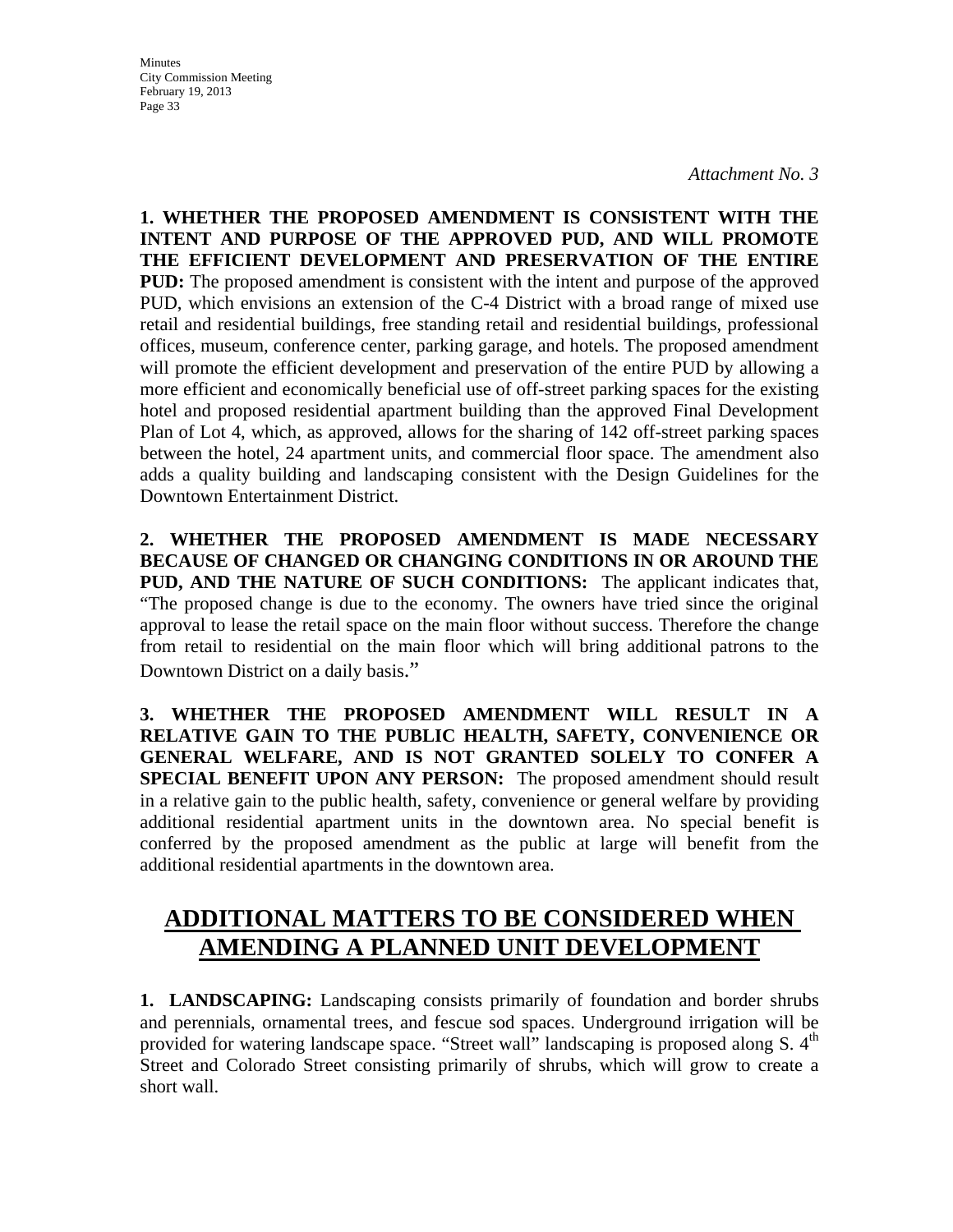*Attachment No. 3*

**1. WHETHER THE PROPOSED AMENDMENT IS CONSISTENT WITH THE INTENT AND PURPOSE OF THE APPROVED PUD, AND WILL PROMOTE THE EFFICIENT DEVELOPMENT AND PRESERVATION OF THE ENTIRE PUD:** The proposed amendment is consistent with the intent and purpose of the approved PUD, which envisions an extension of the C-4 District with a broad range of mixed use retail and residential buildings, free standing retail and residential buildings, professional offices, museum, conference center, parking garage, and hotels. The proposed amendment will promote the efficient development and preservation of the entire PUD by allowing a more efficient and economically beneficial use of off-street parking spaces for the existing hotel and proposed residential apartment building than the approved Final Development Plan of Lot 4, which, as approved, allows for the sharing of 142 off-street parking spaces between the hotel, 24 apartment units, and commercial floor space. The amendment also adds a quality building and landscaping consistent with the Design Guidelines for the Downtown Entertainment District.

**2. WHETHER THE PROPOSED AMENDMENT IS MADE NECESSARY BECAUSE OF CHANGED OR CHANGING CONDITIONS IN OR AROUND THE PUD, AND THE NATURE OF SUCH CONDITIONS:** The applicant indicates that, "The proposed change is due to the economy. The owners have tried since the original approval to lease the retail space on the main floor without success. Therefore the change from retail to residential on the main floor which will bring additional patrons to the Downtown District on a daily basis."

**3. WHETHER THE PROPOSED AMENDMENT WILL RESULT IN A RELATIVE GAIN TO THE PUBLIC HEALTH, SAFETY, CONVENIENCE OR GENERAL WELFARE, AND IS NOT GRANTED SOLELY TO CONFER A SPECIAL BENEFIT UPON ANY PERSON:** The proposed amendment should result in a relative gain to the public health, safety, convenience or general welfare by providing additional residential apartment units in the downtown area. No special benefit is conferred by the proposed amendment as the public at large will benefit from the additional residential apartments in the downtown area.

## ADDITIONAL MATTERS TO BE CONSIDERED WHEN AMENDING A PLANNED UNIT DEVELOPMENT

**1. LANDSCAPING:** Landscaping consists primarily of foundation and border shrubs and perennials, ornamental trees, and fescue sod spaces. Underground irrigation will be provided for watering landscape space. "Street wall" landscaping is proposed along S. 4th Street and Colorado Street consisting primarily of shrubs, which will grow to create a short wall.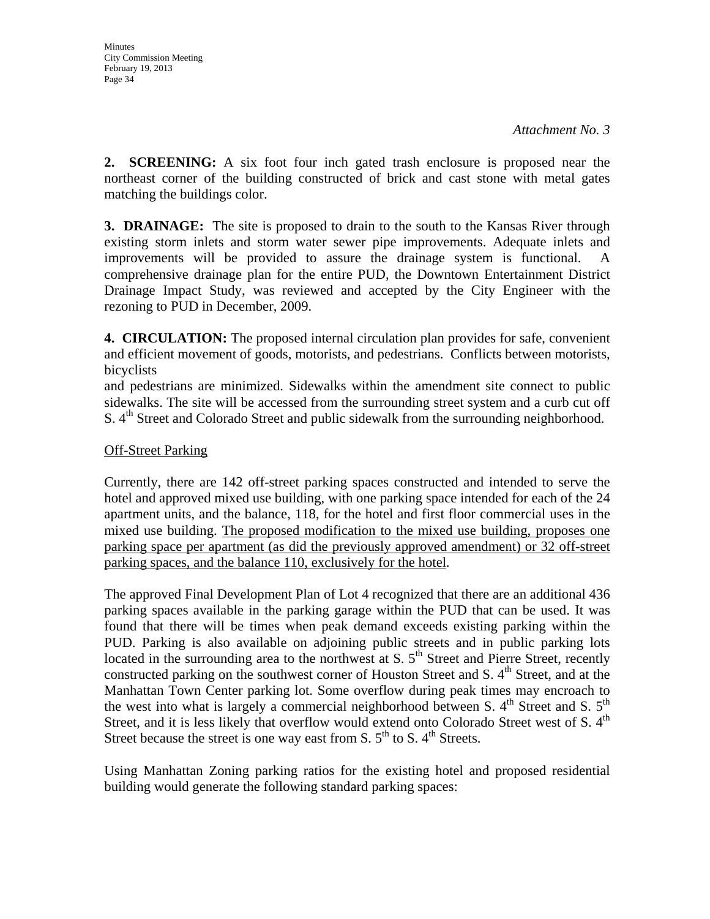*Attachment No. 3*

**2. SCREENING:** A six foot four inch gated trash enclosure is proposed near the northeast corner of the building constructed of brick and cast stone with metal gates matching the buildings color.

**3. DRAINAGE:** The site is proposed to drain to the south to the Kansas River through existing storm inlets and storm water sewer pipe improvements. Adequate inlets and improvements will be provided to assure the drainage system is functional. A comprehensive drainage plan for the entire PUD, the Downtown Entertainment District Drainage Impact Study, was reviewed and accepted by the City Engineer with the rezoning to PUD in December, 2009.

**4. CIRCULATION:** The proposed internal circulation plan provides for safe, convenient and efficient movement of goods, motorists, and pedestrians. Conflicts between motorists, bicyclists and pedestrians are minimized. Sidewalks within the amendment site connect to public sidewalks. The site will be accessed from the surrounding street system and a curb cut off S. 4th Street and Colorado Street and public sidewalk from the surrounding neighborhood.

<u>Off-Street Parking</u>

Currently, there are 142 off-street parking spaces constructed and intended to serve the hotel and approved mixed use building, with one parking space intended for each of the 24 apartment units, and the balance, 118, for the hotel and first floor commercial uses in the mixed use building. <u>The proposed modification to the mixed use building, proposes one parking space per apartment (as did the previously approved amendment) or 32 off-street parking spaces, and the balance 110, exclusively for the hotel</u>.

The approved Final Development Plan of Lot 4 recognized that there are an additional 436 parking spaces available in the parking garage within the PUD that can be used. It was found that there will be times when peak demand exceeds existing parking within the PUD. Parking is also available on adjoining public streets and in public parking lots located in the surrounding area to the northwest at S. 5th Street and Pierre Street, recently constructed parking on the southwest corner of Houston Street and S. 4th Street, and at the Manhattan Town Center parking lot. Some overflow during peak times may encroach to the west into what is largely a commercial neighborhood between S. 4th Street and S. 5th Street, and it is less likely that overflow would extend onto Colorado Street west of S. 4th Street because the street is one way east from S. 5th to S. 4th Streets.

Using Manhattan Zoning parking ratios for the existing hotel and proposed residential building would generate the following standard parking spaces: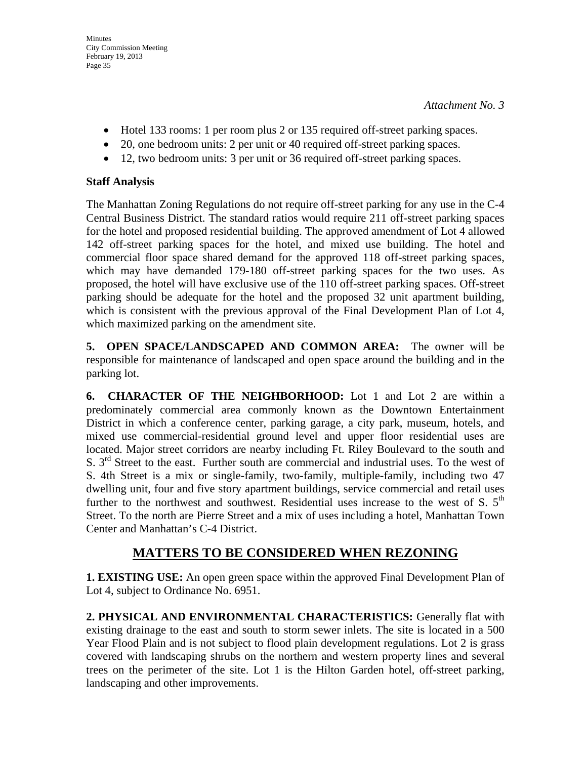*Attachment No. 3*

- Hotel 133 rooms: 1 per room plus 2 or 135 required off-street parking spaces.
- 20, one bedroom units: 2 per unit or 40 required off-street parking spaces.
- 12, two bedroom units: 3 per unit or 36 required off-street parking spaces.

**Staff Analysis**

The Manhattan Zoning Regulations do not require off-street parking for any use in the C-4 Central Business District. The standard ratios would require 211 off-street parking spaces for the hotel and proposed residential building. The approved amendment of Lot 4 allowed 142 off-street parking spaces for the hotel, and mixed use building. The hotel and commercial floor space shared demand for the approved 118 off-street parking spaces, which may have demanded 179-180 off-street parking spaces for the two uses. As proposed, the hotel will have exclusive use of the 110 off-street parking spaces. Off-street parking should be adequate for the hotel and the proposed 32 unit apartment building, which is consistent with the previous approval of the Final Development Plan of Lot 4, which maximized parking on the amendment site.

**5. OPEN SPACE/LANDSCAPED AND COMMON AREA:** The owner will be responsible for maintenance of landscaped and open space around the building and in the parking lot.

**6. CHARACTER OF THE NEIGHBORHOOD:** Lot 1 and Lot 2 are within a predominately commercial area commonly known as the Downtown Entertainment District in which a conference center, parking garage, a city park, museum, hotels, and mixed use commercial-residential ground level and upper floor residential uses are located. Major street corridors are nearby including Ft. Riley Boulevard to the south and S. 3rd Street to the east. Further south are commercial and industrial uses. To the west of S. 4th Street is a mix or single-family, two-family, multiple-family, including two 47 dwelling unit, four and five story apartment buildings, service commercial and retail uses further to the northwest and southwest. Residential uses increase to the west of S. 5th Street. To the north are Pierre Street and a mix of uses including a hotel, Manhattan Town Center and Manhattan's C-4 District.

## MATTERS TO BE CONSIDERED WHEN REZONING

**1. EXISTING USE:** An open green space within the approved Final Development Plan of Lot 4, subject to Ordinance No. 6951.

**2. PHYSICAL AND ENVIRONMENTAL CHARACTERISTICS:** Generally flat with existing drainage to the east and south to storm sewer inlets. The site is located in a 500 Year Flood Plain and is not subject to flood plain development regulations. Lot 2 is grass covered with landscaping shrubs on the northern and western property lines and several trees on the perimeter of the site. Lot 1 is the Hilton Garden hotel, off-street parking, landscaping and other improvements.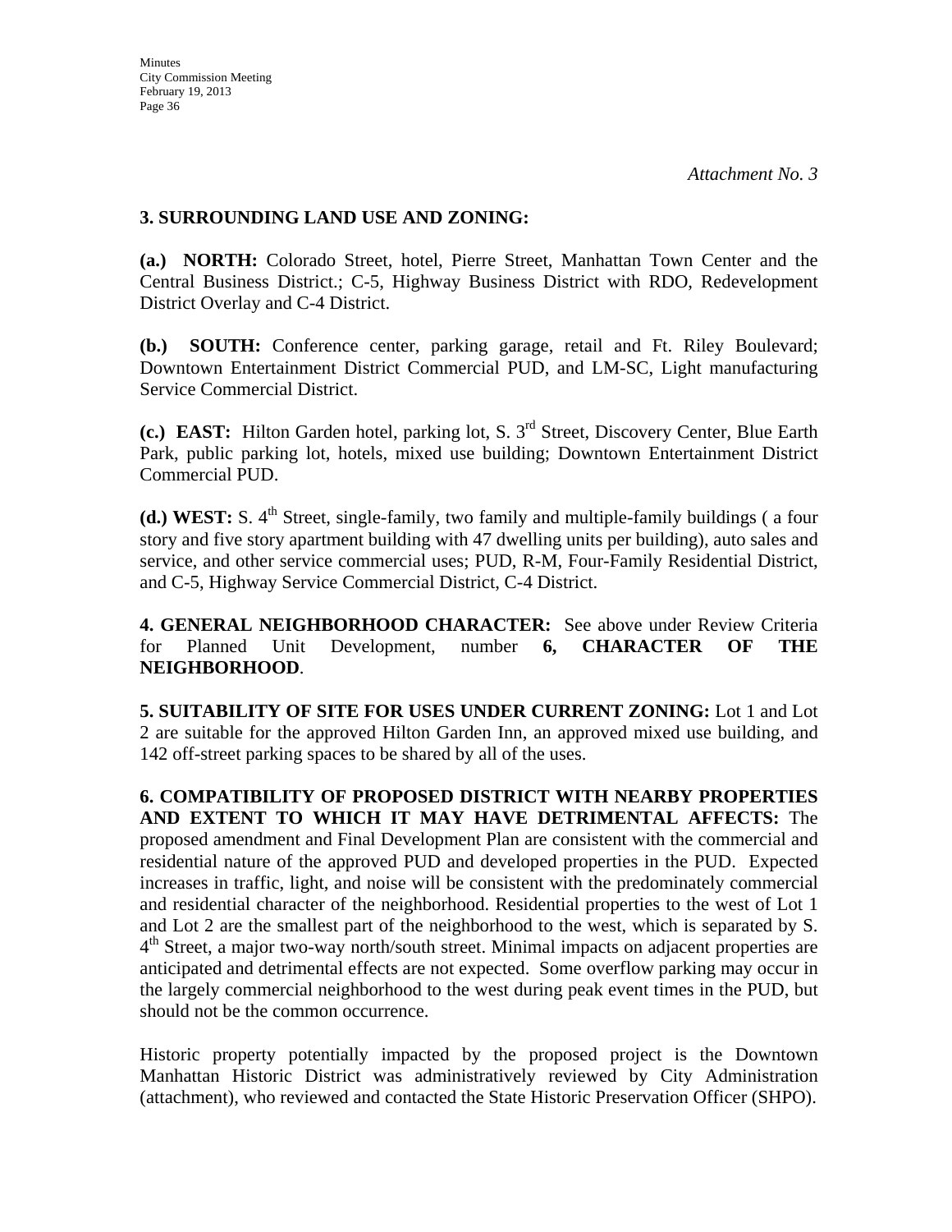*Attachment No. 3*

**3. SURROUNDING LAND USE AND ZONING:**

**(a.) NORTH:** Colorado Street, hotel, Pierre Street, Manhattan Town Center and the Central Business District.; C-5, Highway Business District with RDO, Redevelopment District Overlay and C-4 District.

**(b.) SOUTH:** Conference center, parking garage, retail and Ft. Riley Boulevard; Downtown Entertainment District Commercial PUD, and LM-SC, Light manufacturing Service Commercial District.

**(c.) EAST:** Hilton Garden hotel, parking lot, S. 3rd Street, Discovery Center, Blue Earth Park, public parking lot, hotels, mixed use building; Downtown Entertainment District Commercial PUD.

**(d.) WEST:** S. 4th Street, single-family, two family and multiple-family buildings ( a four story and five story apartment building with 47 dwelling units per building), auto sales and service, and other service commercial uses; PUD, R-M, Four-Family Residential District, and C-5, Highway Service Commercial District, C-4 District.

**4. GENERAL NEIGHBORHOOD CHARACTER:** See above under Review Criteria for Planned Unit Development, number **6, CHARACTER OF THE NEIGHBORHOOD**.

**5. SUITABILITY OF SITE FOR USES UNDER CURRENT ZONING:** Lot 1 and Lot 2 are suitable for the approved Hilton Garden Inn, an approved mixed use building, and 142 off-street parking spaces to be shared by all of the uses.

**6. COMPATIBILITY OF PROPOSED DISTRICT WITH NEARBY PROPERTIES AND EXTENT TO WHICH IT MAY HAVE DETRIMENTAL AFFECTS:** The proposed amendment and Final Development Plan are consistent with the commercial and residential nature of the approved PUD and developed properties in the PUD. Expected increases in traffic, light, and noise will be consistent with the predominately commercial and residential character of the neighborhood. Residential properties to the west of Lot 1 and Lot 2 are the smallest part of the neighborhood to the west, which is separated by S. 4th Street, a major two-way north/south street. Minimal impacts on adjacent properties are anticipated and detrimental effects are not expected. Some overflow parking may occur in the largely commercial neighborhood to the west during peak event times in the PUD, but should not be the common occurrence.

Historic property potentially impacted by the proposed project is the Downtown Manhattan Historic District was administratively reviewed by City Administration (attachment), who reviewed and contacted the State Historic Preservation Officer (SHPO).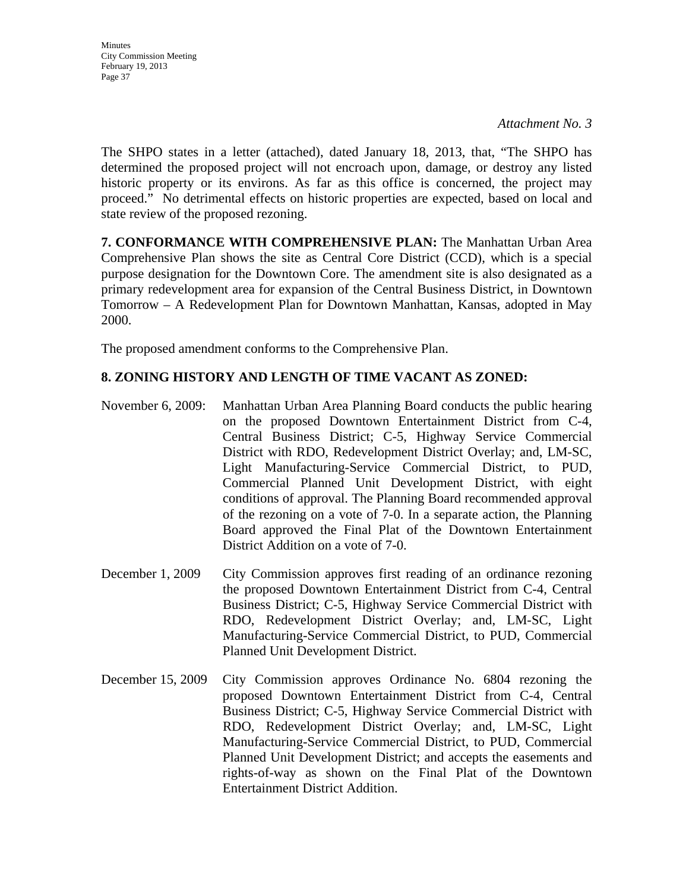*Attachment No. 3*

The SHPO states in a letter (attached), dated January 18, 2013, that, "The SHPO has determined the proposed project will not encroach upon, damage, or destroy any listed historic property or its environs. As far as this office is concerned, the project may proceed." No detrimental effects on historic properties are expected, based on local and state review of the proposed rezoning.

**7. CONFORMANCE WITH COMPREHENSIVE PLAN:** The Manhattan Urban Area Comprehensive Plan shows the site as Central Core District (CCD), which is a special purpose designation for the Downtown Core. The amendment site is also designated as a primary redevelopment area for expansion of the Central Business District, in Downtown Tomorrow – A Redevelopment Plan for Downtown Manhattan, Kansas, adopted in May 2000.

The proposed amendment conforms to the Comprehensive Plan.

**8. ZONING HISTORY AND LENGTH OF TIME VACANT AS ZONED:**

November 6, 2009: Manhattan Urban Area Planning Board conducts the public hearing on the proposed Downtown Entertainment District from C-4, Central Business District; C-5, Highway Service Commercial District with RDO, Redevelopment District Overlay; and, LM-SC, Light Manufacturing-Service Commercial District, to PUD, Commercial Planned Unit Development District, with eight conditions of approval. The Planning Board recommended approval of the rezoning on a vote of 7-0. In a separate action, the Planning Board approved the Final Plat of the Downtown Entertainment District Addition on a vote of 7-0.

December 1, 2009 City Commission approves first reading of an ordinance rezoning the proposed Downtown Entertainment District from C-4, Central Business District; C-5, Highway Service Commercial District with RDO, Redevelopment District Overlay; and, LM-SC, Light Manufacturing-Service Commercial District, to PUD, Commercial Planned Unit Development District.

December 15, 2009 City Commission approves Ordinance No. 6804 rezoning the proposed Downtown Entertainment District from C-4, Central Business District; C-5, Highway Service Commercial District with RDO, Redevelopment District Overlay; and, LM-SC, Light Manufacturing-Service Commercial District, to PUD, Commercial Planned Unit Development District; and accepts the easements and rights-of-way as shown on the Final Plat of the Downtown Entertainment District Addition.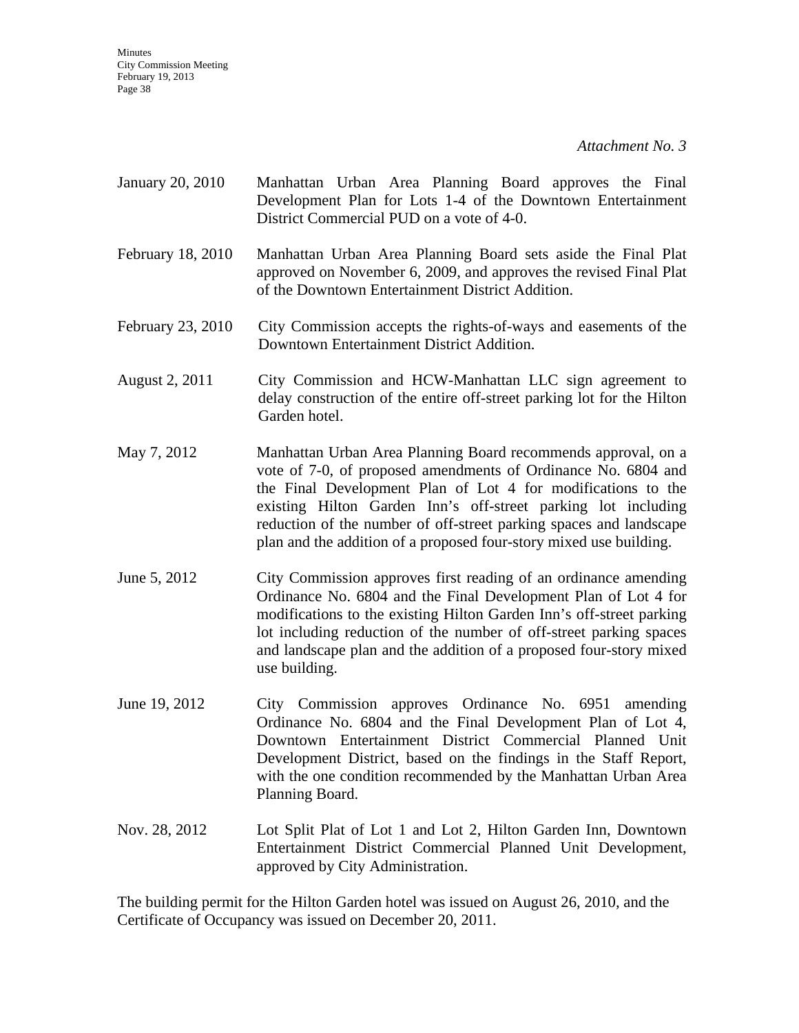*Attachment No. 3*

| | |
|---|---|
| January 20, 2010 | Manhattan Urban Area Planning Board approves the Final Development Plan for Lots 1-4 of the Downtown Entertainment District Commercial PUD on a vote of 4-0. |
| February 18, 2010 | Manhattan Urban Area Planning Board sets aside the Final Plat approved on November 6, 2009, and approves the revised Final Plat of the Downtown Entertainment District Addition. |
| February 23, 2010 | City Commission accepts the rights-of-ways and easements of the Downtown Entertainment District Addition. |
| August 2, 2011 | City Commission and HCW-Manhattan LLC sign agreement to delay construction of the entire off-street parking lot for the Hilton Garden hotel. |
| May 7, 2012 | Manhattan Urban Area Planning Board recommends approval, on a vote of 7-0, of proposed amendments of Ordinance No. 6804 and the Final Development Plan of Lot 4 for modifications to the existing Hilton Garden Inn's off-street parking lot including reduction of the number of off-street parking spaces and landscape plan and the addition of a proposed four-story mixed use building. |
| June 5, 2012 | City Commission approves first reading of an ordinance amending Ordinance No. 6804 and the Final Development Plan of Lot 4 for modifications to the existing Hilton Garden Inn's off-street parking lot including reduction of the number of off-street parking spaces and landscape plan and the addition of a proposed four-story mixed use building. |
| June 19, 2012 | City Commission approves Ordinance No. 6951 amending Ordinance No. 6804 and the Final Development Plan of Lot 4, Downtown Entertainment District Commercial Planned Unit Development District, based on the findings in the Staff Report, with the one condition recommended by the Manhattan Urban Area Planning Board. |
| Nov. 28, 2012 | Lot Split Plat of Lot 1 and Lot 2, Hilton Garden Inn, Downtown Entertainment District Commercial Planned Unit Development, approved by City Administration. |

The building permit for the Hilton Garden hotel was issued on August 26, 2010, and the Certificate of Occupancy was issued on December 20, 2011.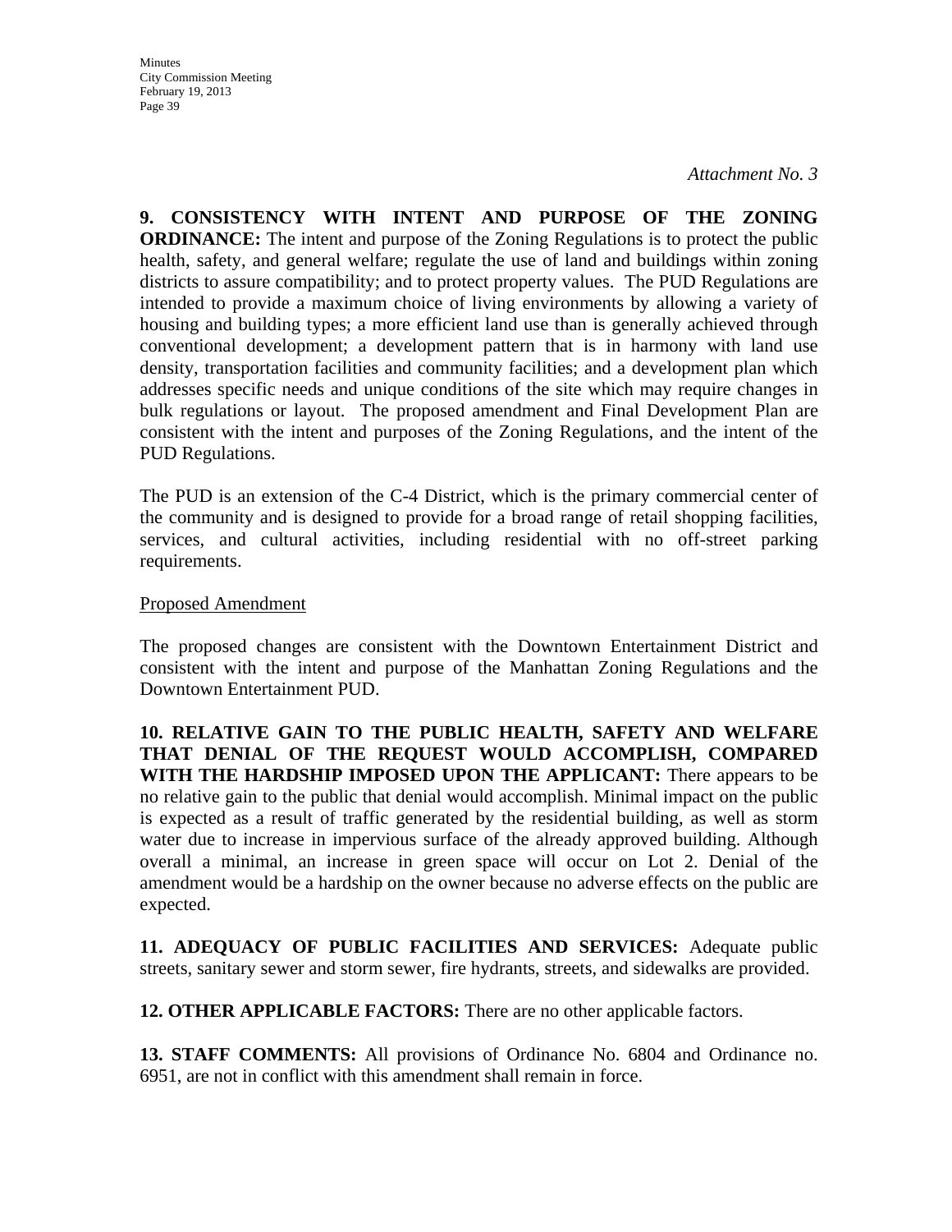*Attachment No. 3*

**9. CONSISTENCY WITH INTENT AND PURPOSE OF THE ZONING ORDINANCE:** The intent and purpose of the Zoning Regulations is to protect the public health, safety, and general welfare; regulate the use of land and buildings within zoning districts to assure compatibility; and to protect property values. The PUD Regulations are intended to provide a maximum choice of living environments by allowing a variety of housing and building types; a more efficient land use than is generally achieved through conventional development; a development pattern that is in harmony with land use density, transportation facilities and community facilities; and a development plan which addresses specific needs and unique conditions of the site which may require changes in bulk regulations or layout. The proposed amendment and Final Development Plan are consistent with the intent and purposes of the Zoning Regulations, and the intent of the PUD Regulations.

The PUD is an extension of the C-4 District, which is the primary commercial center of the community and is designed to provide for a broad range of retail shopping facilities, services, and cultural activities, including residential with no off-street parking requirements.

<u>Proposed Amendment</u>

The proposed changes are consistent with the Downtown Entertainment District and consistent with the intent and purpose of the Manhattan Zoning Regulations and the Downtown Entertainment PUD.

**10. RELATIVE GAIN TO THE PUBLIC HEALTH, SAFETY AND WELFARE THAT DENIAL OF THE REQUEST WOULD ACCOMPLISH, COMPARED WITH THE HARDSHIP IMPOSED UPON THE APPLICANT:** There appears to be no relative gain to the public that denial would accomplish. Minimal impact on the public is expected as a result of traffic generated by the residential building, as well as storm water due to increase in impervious surface of the already approved building. Although overall a minimal, an increase in green space will occur on Lot 2. Denial of the amendment would be a hardship on the owner because no adverse effects on the public are expected.

**11. ADEQUACY OF PUBLIC FACILITIES AND SERVICES:** Adequate public streets, sanitary sewer and storm sewer, fire hydrants, streets, and sidewalks are provided.

**12. OTHER APPLICABLE FACTORS:** There are no other applicable factors.

**13. STAFF COMMENTS:** All provisions of Ordinance No. 6804 and Ordinance no. 6951, are not in conflict with this amendment shall remain in force.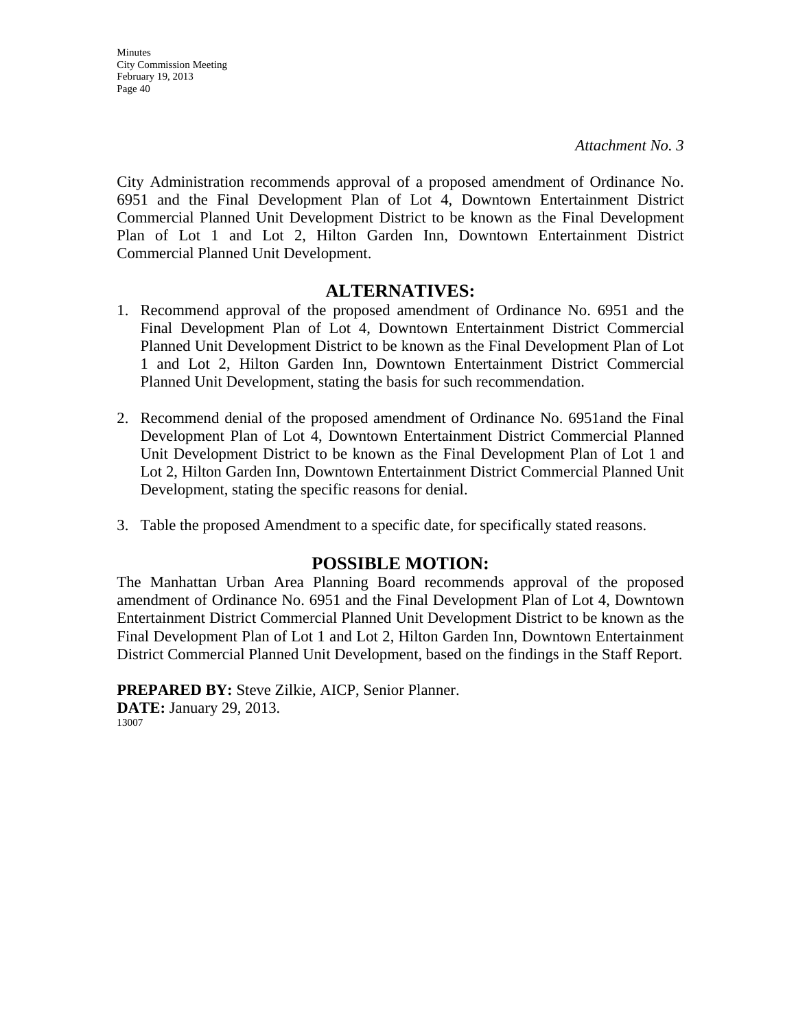*Attachment No. 3*

City Administration recommends approval of a proposed amendment of Ordinance No. 6951 and the Final Development Plan of Lot 4, Downtown Entertainment District Commercial Planned Unit Development District to be known as the Final Development Plan of Lot 1 and Lot 2, Hilton Garden Inn, Downtown Entertainment District Commercial Planned Unit Development.

## ALTERNATIVES:

1. Recommend approval of the proposed amendment of Ordinance No. 6951 and the Final Development Plan of Lot 4, Downtown Entertainment District Commercial Planned Unit Development District to be known as the Final Development Plan of Lot 1 and Lot 2, Hilton Garden Inn, Downtown Entertainment District Commercial Planned Unit Development, stating the basis for such recommendation.

2. Recommend denial of the proposed amendment of Ordinance No. 6951and the Final Development Plan of Lot 4, Downtown Entertainment District Commercial Planned Unit Development District to be known as the Final Development Plan of Lot 1 and Lot 2, Hilton Garden Inn, Downtown Entertainment District Commercial Planned Unit Development, stating the specific reasons for denial.

3. Table the proposed Amendment to a specific date, for specifically stated reasons.

## POSSIBLE MOTION:

The Manhattan Urban Area Planning Board recommends approval of the proposed amendment of Ordinance No. 6951 and the Final Development Plan of Lot 4, Downtown Entertainment District Commercial Planned Unit Development District to be known as the Final Development Plan of Lot 1 and Lot 2, Hilton Garden Inn, Downtown Entertainment District Commercial Planned Unit Development, based on the findings in the Staff Report.

**PREPARED BY:** Steve Zilkie, AICP, Senior Planner.
**DATE:** January 29, 2013.
13007